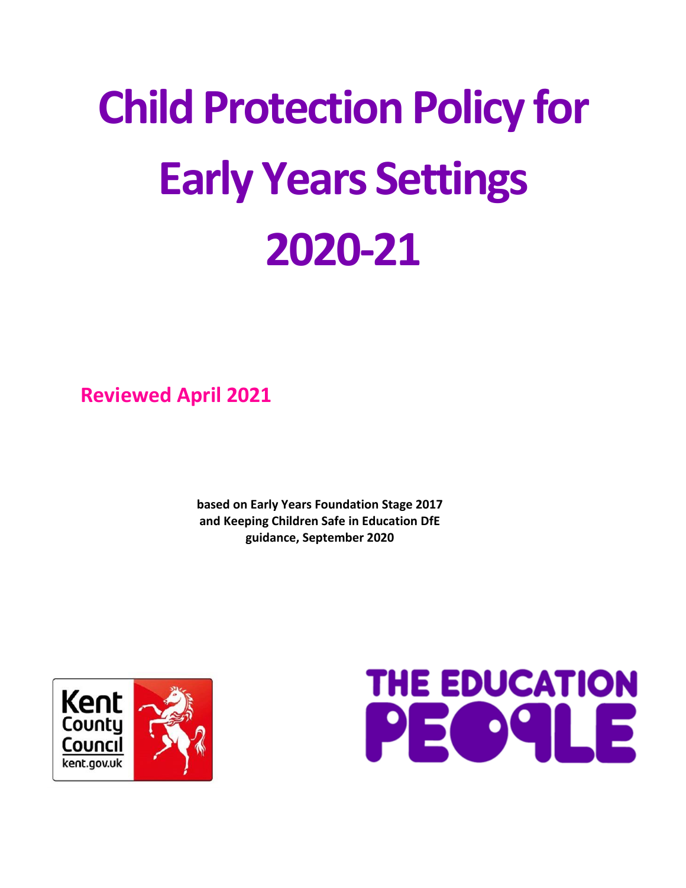# Child Protection Policy for Early Years Settings 2020-21

**Reviewed April 2021**

**based on Early Years Foundation Stage 2017 and Keeping Children Safe in Education DfE guidance, September 2020**

Kent County Council
kent.gov.uk

THE EDUCATION PEOPLE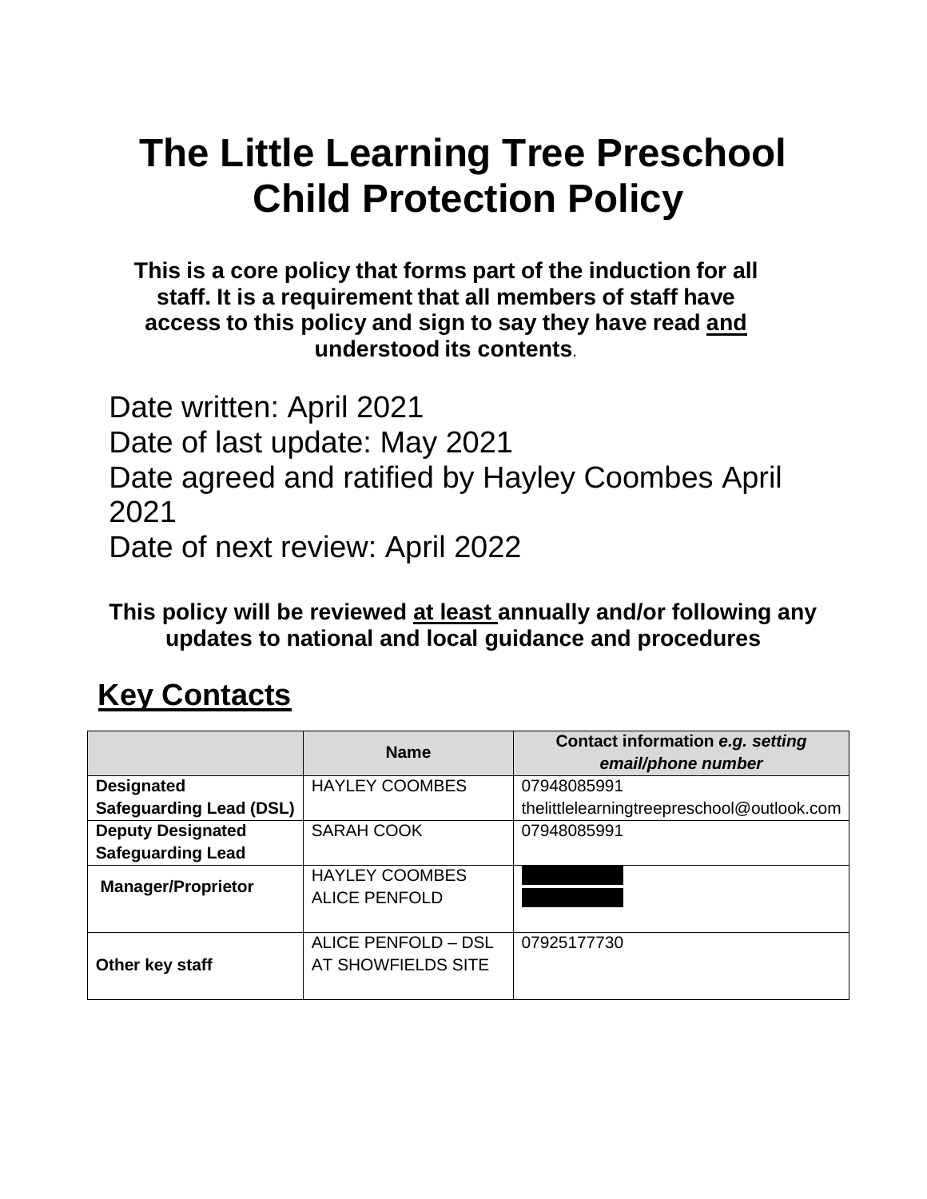# The Little Learning Tree Preschool Child Protection Policy

**This is a core policy that forms part of the induction for all staff. It is a requirement that all members of staff have access to this policy and sign to say they have read <u>and</u> understood its contents**.

Date written: April 2021
Date of last update: May 2021
Date agreed and ratified by Hayley Coombes April 2021
Date of next review: April 2022

**This policy will be reviewed <u>at least</u> annually and/or following any updates to national and local guidance and procedures**

## Key Contacts

| | **Name** | **Contact information *e.g. setting email/phone number*** |
|---|---|---|
| **Designated Safeguarding Lead (DSL)** | HAYLEY COOMBES | 07948085991<br>thelittlelearningtreepreschool@outlook.com |
| **Deputy Designated Safeguarding Lead** | SARAH COOK | 07948085991 |
| **Manager/Proprietor** | HAYLEY COOMBES<br>ALICE PENFOLD | |
| **Other key staff** | ALICE PENFOLD – DSL AT SHOWFIELDS SITE | 07925177730 |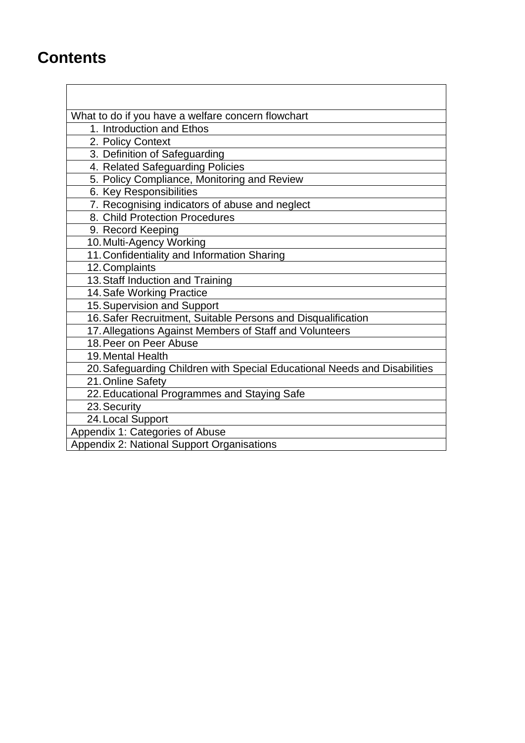## Contents

| |
|---|
| What to do if you have a welfare concern flowchart |
| 1. Introduction and Ethos |
| 2. Policy Context |
| 3. Definition of Safeguarding |
| 4. Related Safeguarding Policies |
| 5. Policy Compliance, Monitoring and Review |
| 6. Key Responsibilities |
| 7. Recognising indicators of abuse and neglect |
| 8. Child Protection Procedures |
| 9. Record Keeping |
| 10. Multi-Agency Working |
| 11. Confidentiality and Information Sharing |
| 12. Complaints |
| 13. Staff Induction and Training |
| 14. Safe Working Practice |
| 15. Supervision and Support |
| 16. Safer Recruitment, Suitable Persons and Disqualification |
| 17. Allegations Against Members of Staff and Volunteers |
| 18. Peer on Peer Abuse |
| 19. Mental Health |
| 20. Safeguarding Children with Special Educational Needs and Disabilities |
| 21. Online Safety |
| 22. Educational Programmes and Staying Safe |
| 23. Security |
| 24. Local Support |
| Appendix 1: Categories of Abuse |
| Appendix 2: National Support Organisations |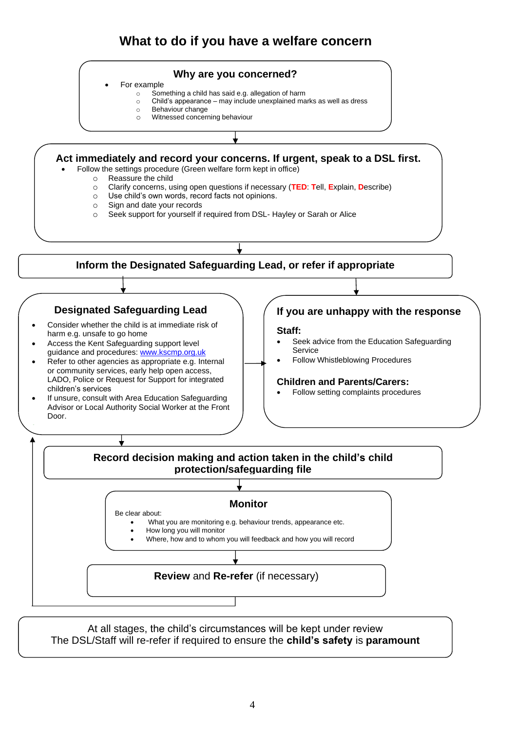# What to do if you have a welfare concern

## Why are you concerned?

- For example
  - Something a child has said e.g. allegation of harm
  - Child's appearance – may include unexplained marks as well as dress
  - Behaviour change
  - Witnessed concerning behaviour

## Act immediately and record your concerns. If urgent, speak to a DSL first.

- Follow the settings procedure (Green welfare form kept in office)
  - Reassure the child
  - Clarify concerns, using open questions if necessary (**TED**: **T**ell, **E**xplain, **D**escribe)
  - Use child's own words, record facts not opinions.
  - Sign and date your records
  - Seek support for yourself if required from DSL- Hayley or Sarah or Alice

## Inform the Designated Safeguarding Lead, or refer if appropriate

## Designated Safeguarding Lead

- Consider whether the child is at immediate risk of harm e.g. unsafe to go home
- Access the Kent Safeguarding support level guidance and procedures: www.kscmp.org.uk
- Refer to other agencies as appropriate e.g. Internal or community services, early help open access, LADO, Police or Request for Support for integrated children's services
- If unsure, consult with Area Education Safeguarding Advisor or Local Authority Social Worker at the Front Door.

## If you are unhappy with the response

**Staff:**

- Seek advice from the Education Safeguarding Service
- Follow Whistleblowing Procedures

**Children and Parents/Carers:**

- Follow setting complaints procedures

## Record decision making and action taken in the child's child protection/safeguarding file

## Monitor

Be clear about:

- What you are monitoring e.g. behaviour trends, appearance etc.
- How long you will monitor
- Where, how and to whom you will feedback and how you will record

## **Review** and **Re-refer** (if necessary)

At all stages, the child's circumstances will be kept under review
The DSL/Staff will re-refer if required to ensure the **child's safety** is **paramount**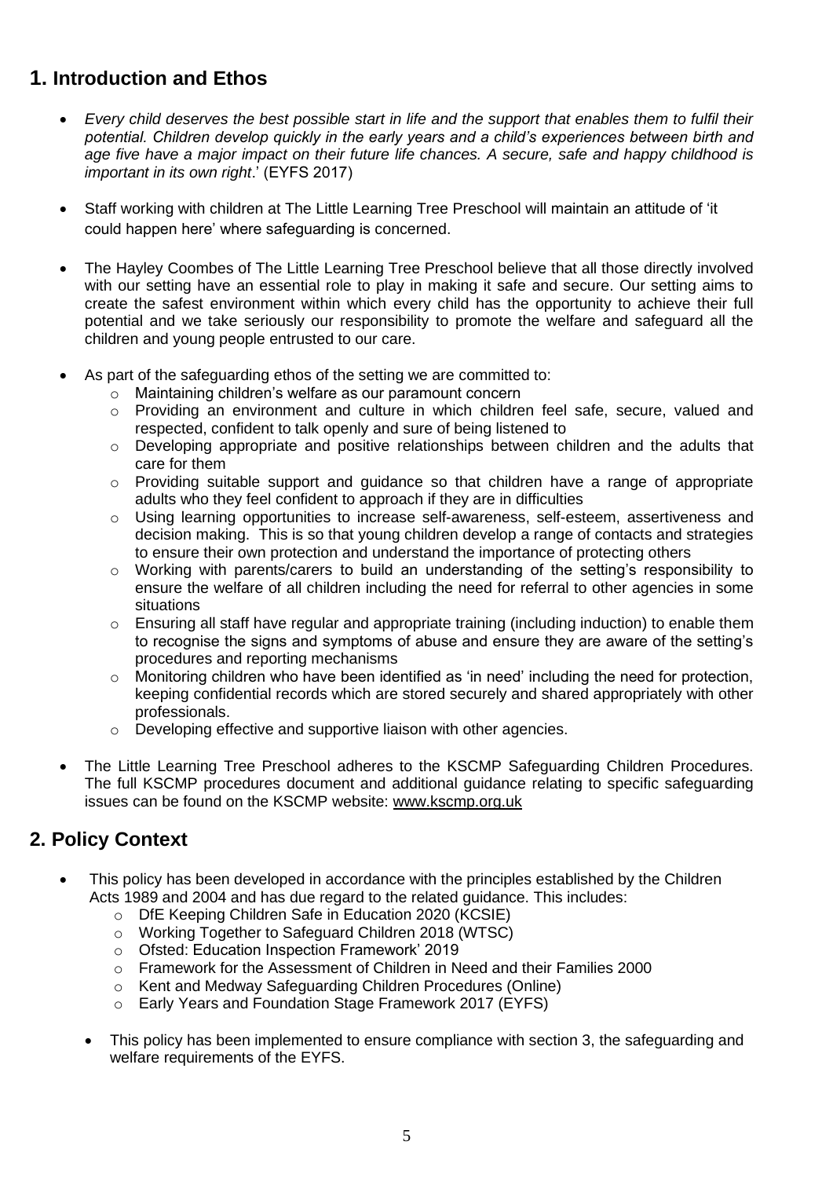## 1. Introduction and Ethos

- *Every child deserves the best possible start in life and the support that enables them to fulfil their potential. Children develop quickly in the early years and a child's experiences between birth and age five have a major impact on their future life chances. A secure, safe and happy childhood is important in its own right*.' (EYFS 2017)

- Staff working with children at The Little Learning Tree Preschool will maintain an attitude of 'it could happen here' where safeguarding is concerned.

- The Hayley Coombes of The Little Learning Tree Preschool believe that all those directly involved with our setting have an essential role to play in making it safe and secure. Our setting aims to create the safest environment within which every child has the opportunity to achieve their full potential and we take seriously our responsibility to promote the welfare and safeguard all the children and young people entrusted to our care.

- As part of the safeguarding ethos of the setting we are committed to:
  - Maintaining children's welfare as our paramount concern
  - Providing an environment and culture in which children feel safe, secure, valued and respected, confident to talk openly and sure of being listened to
  - Developing appropriate and positive relationships between children and the adults that care for them
  - Providing suitable support and guidance so that children have a range of appropriate adults who they feel confident to approach if they are in difficulties
  - Using learning opportunities to increase self-awareness, self-esteem, assertiveness and decision making. This is so that young children develop a range of contacts and strategies to ensure their own protection and understand the importance of protecting others
  - Working with parents/carers to build an understanding of the setting's responsibility to ensure the welfare of all children including the need for referral to other agencies in some situations
  - Ensuring all staff have regular and appropriate training (including induction) to enable them to recognise the signs and symptoms of abuse and ensure they are aware of the setting's procedures and reporting mechanisms
  - Monitoring children who have been identified as 'in need' including the need for protection, keeping confidential records which are stored securely and shared appropriately with other professionals.
  - Developing effective and supportive liaison with other agencies.

- The Little Learning Tree Preschool adheres to the KSCMP Safeguarding Children Procedures. The full KSCMP procedures document and additional guidance relating to specific safeguarding issues can be found on the KSCMP website: www.kscmp.org.uk

## 2. Policy Context

- This policy has been developed in accordance with the principles established by the Children Acts 1989 and 2004 and has due regard to the related guidance. This includes:
  - DfE Keeping Children Safe in Education 2020 (KCSIE)
  - Working Together to Safeguard Children 2018 (WTSC)
  - Ofsted: Education Inspection Framework' 2019
  - Framework for the Assessment of Children in Need and their Families 2000
  - Kent and Medway Safeguarding Children Procedures (Online)
  - Early Years and Foundation Stage Framework 2017 (EYFS)

- This policy has been implemented to ensure compliance with section 3, the safeguarding and welfare requirements of the EYFS.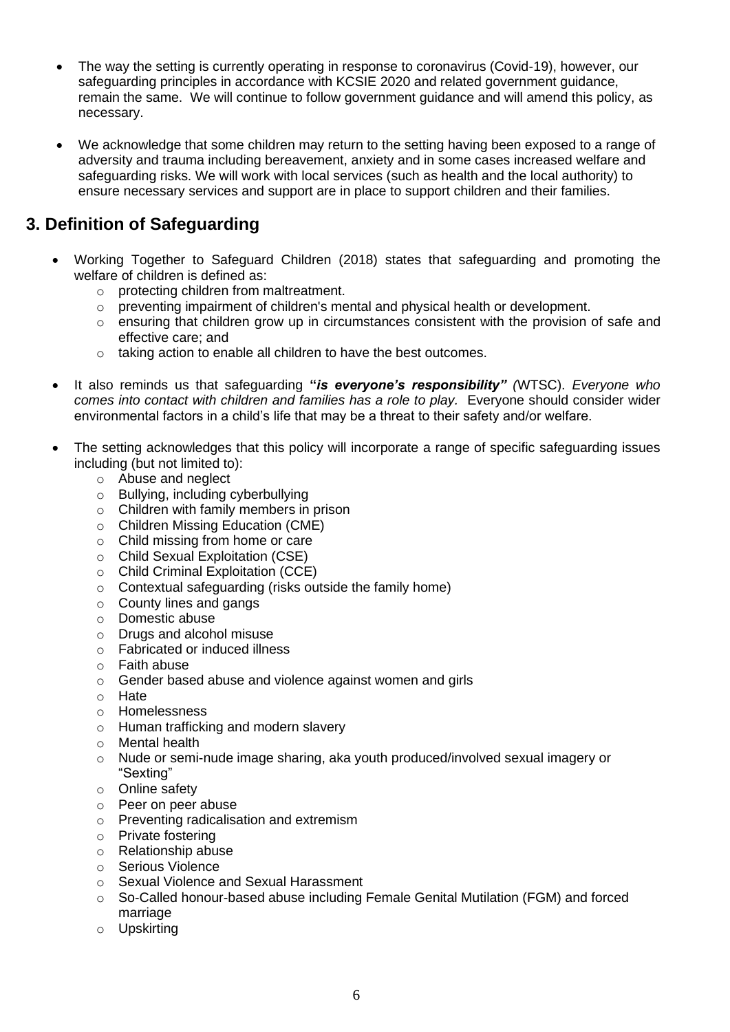- The way the setting is currently operating in response to coronavirus (Covid-19), however, our safeguarding principles in accordance with KCSIE 2020 and related government guidance, remain the same. We will continue to follow government guidance and will amend this policy, as necessary.

- We acknowledge that some children may return to the setting having been exposed to a range of adversity and trauma including bereavement, anxiety and in some cases increased welfare and safeguarding risks. We will work with local services (such as health and the local authority) to ensure necessary services and support are in place to support children and their families.

## 3. Definition of Safeguarding

- Working Together to Safeguard Children (2018) states that safeguarding and promoting the welfare of children is defined as:
  - protecting children from maltreatment.
  - preventing impairment of children's mental and physical health or development.
  - ensuring that children grow up in circumstances consistent with the provision of safe and effective care; and
  - taking action to enable all children to have the best outcomes.

- It also reminds us that safeguarding **"*is everyone's responsibility*"** *(*WTSC). *Everyone who comes into contact with children and families has a role to play.* Everyone should consider wider environmental factors in a child's life that may be a threat to their safety and/or welfare.

- The setting acknowledges that this policy will incorporate a range of specific safeguarding issues including (but not limited to):
  - Abuse and neglect
  - Bullying, including cyberbullying
  - Children with family members in prison
  - Children Missing Education (CME)
  - Child missing from home or care
  - Child Sexual Exploitation (CSE)
  - Child Criminal Exploitation (CCE)
  - Contextual safeguarding (risks outside the family home)
  - County lines and gangs
  - Domestic abuse
  - Drugs and alcohol misuse
  - Fabricated or induced illness
  - Faith abuse
  - Gender based abuse and violence against women and girls
  - Hate
  - Homelessness
  - Human trafficking and modern slavery
  - Mental health
  - Nude or semi-nude image sharing, aka youth produced/involved sexual imagery or "Sexting"
  - Online safety
  - Peer on peer abuse
  - Preventing radicalisation and extremism
  - Private fostering
  - Relationship abuse
  - Serious Violence
  - Sexual Violence and Sexual Harassment
  - So-Called honour-based abuse including Female Genital Mutilation (FGM) and forced marriage
  - Upskirting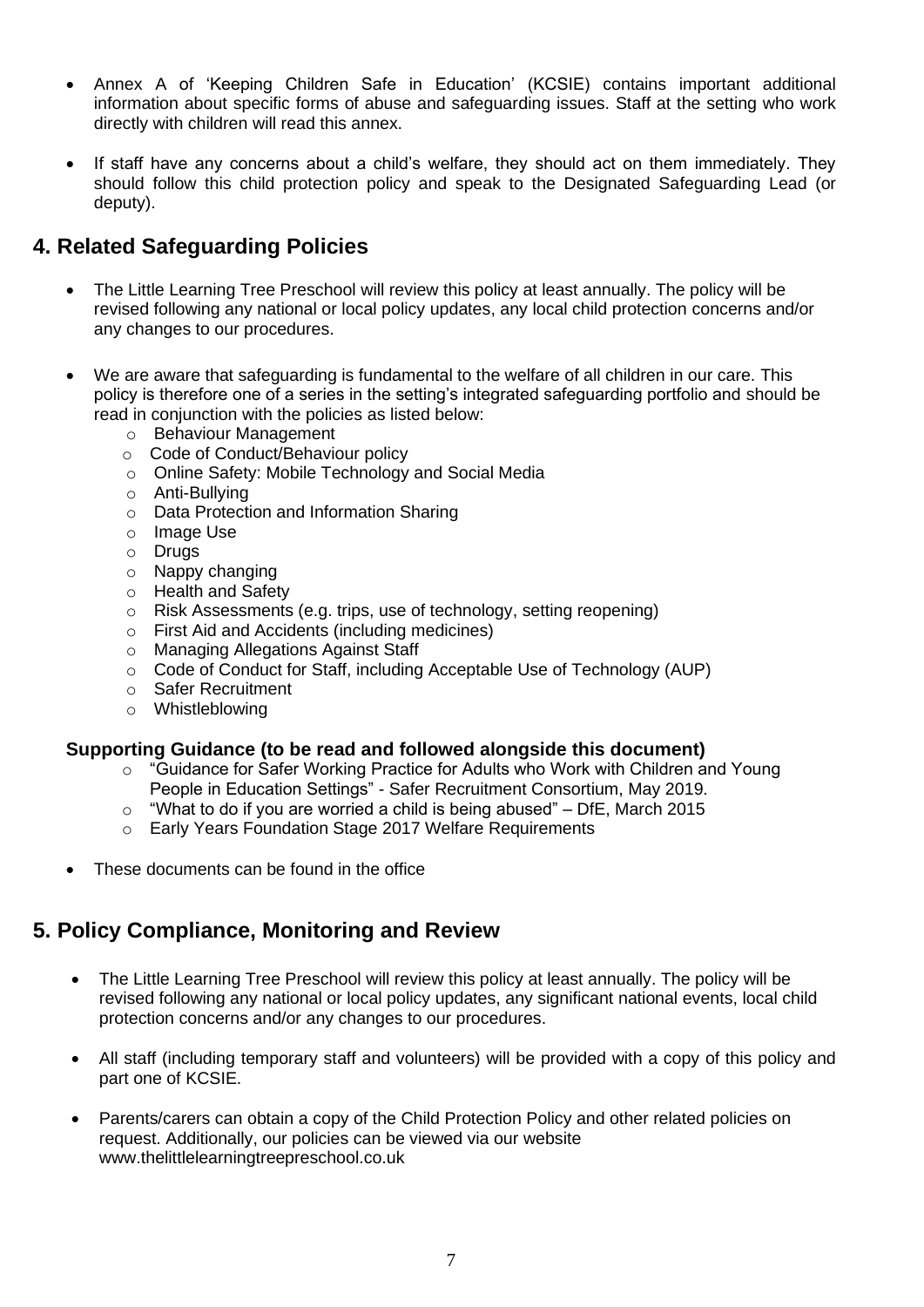- Annex A of 'Keeping Children Safe in Education' (KCSIE) contains important additional information about specific forms of abuse and safeguarding issues. Staff at the setting who work directly with children will read this annex.

- If staff have any concerns about a child's welfare, they should act on them immediately. They should follow this child protection policy and speak to the Designated Safeguarding Lead (or deputy).

## 4. Related Safeguarding Policies

- The Little Learning Tree Preschool will review this policy at least annually. The policy will be revised following any national or local policy updates, any local child protection concerns and/or any changes to our procedures.

- We are aware that safeguarding is fundamental to the welfare of all children in our care. This policy is therefore one of a series in the setting's integrated safeguarding portfolio and should be read in conjunction with the policies as listed below:
  - Behaviour Management
  - Code of Conduct/Behaviour policy
  - Online Safety: Mobile Technology and Social Media
  - Anti-Bullying
  - Data Protection and Information Sharing
  - Image Use
  - Drugs
  - Nappy changing
  - Health and Safety
  - Risk Assessments (e.g. trips, use of technology, setting reopening)
  - First Aid and Accidents (including medicines)
  - Managing Allegations Against Staff
  - Code of Conduct for Staff, including Acceptable Use of Technology (AUP)
  - Safer Recruitment
  - Whistleblowing

**Supporting Guidance (to be read and followed alongside this document)**

- "Guidance for Safer Working Practice for Adults who Work with Children and Young People in Education Settings" - Safer Recruitment Consortium, May 2019.
- "What to do if you are worried a child is being abused" – DfE, March 2015
- Early Years Foundation Stage 2017 Welfare Requirements

- These documents can be found in the office

## 5. Policy Compliance, Monitoring and Review

- The Little Learning Tree Preschool will review this policy at least annually. The policy will be revised following any national or local policy updates, any significant national events, local child protection concerns and/or any changes to our procedures.

- All staff (including temporary staff and volunteers) will be provided with a copy of this policy and part one of KCSIE.

- Parents/carers can obtain a copy of the Child Protection Policy and other related policies on request. Additionally, our policies can be viewed via our website www.thelittlelearningtreepreschool.co.uk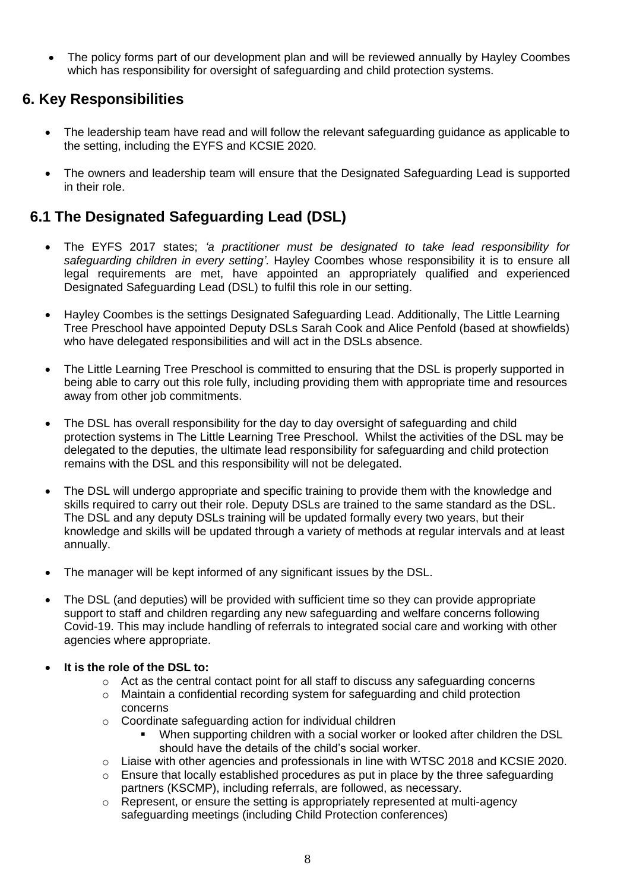- The policy forms part of our development plan and will be reviewed annually by Hayley Coombes which has responsibility for oversight of safeguarding and child protection systems.

## 6. Key Responsibilities

- The leadership team have read and will follow the relevant safeguarding guidance as applicable to the setting, including the EYFS and KCSIE 2020.
- The owners and leadership team will ensure that the Designated Safeguarding Lead is supported in their role.

## 6.1 The Designated Safeguarding Lead (DSL)

- The EYFS 2017 states; *'a practitioner must be designated to take lead responsibility for safeguarding children in every setting'*. Hayley Coombes whose responsibility it is to ensure all legal requirements are met, have appointed an appropriately qualified and experienced Designated Safeguarding Lead (DSL) to fulfil this role in our setting.
- Hayley Coombes is the settings Designated Safeguarding Lead. Additionally, The Little Learning Tree Preschool have appointed Deputy DSLs Sarah Cook and Alice Penfold (based at showfields) who have delegated responsibilities and will act in the DSLs absence.
- The Little Learning Tree Preschool is committed to ensuring that the DSL is properly supported in being able to carry out this role fully, including providing them with appropriate time and resources away from other job commitments.
- The DSL has overall responsibility for the day to day oversight of safeguarding and child protection systems in The Little Learning Tree Preschool. Whilst the activities of the DSL may be delegated to the deputies, the ultimate lead responsibility for safeguarding and child protection remains with the DSL and this responsibility will not be delegated.
- The DSL will undergo appropriate and specific training to provide them with the knowledge and skills required to carry out their role. Deputy DSLs are trained to the same standard as the DSL. The DSL and any deputy DSLs training will be updated formally every two years, but their knowledge and skills will be updated through a variety of methods at regular intervals and at least annually.
- The manager will be kept informed of any significant issues by the DSL.
- The DSL (and deputies) will be provided with sufficient time so they can provide appropriate support to staff and children regarding any new safeguarding and welfare concerns following Covid-19. This may include handling of referrals to integrated social care and working with other agencies where appropriate.
- **It is the role of the DSL to:**
  - Act as the central contact point for all staff to discuss any safeguarding concerns
  - Maintain a confidential recording system for safeguarding and child protection concerns
  - Coordinate safeguarding action for individual children
    - When supporting children with a social worker or looked after children the DSL should have the details of the child's social worker.
  - Liaise with other agencies and professionals in line with WTSC 2018 and KCSIE 2020.
  - Ensure that locally established procedures as put in place by the three safeguarding partners (KSCMP), including referrals, are followed, as necessary.
  - Represent, or ensure the setting is appropriately represented at multi-agency safeguarding meetings (including Child Protection conferences)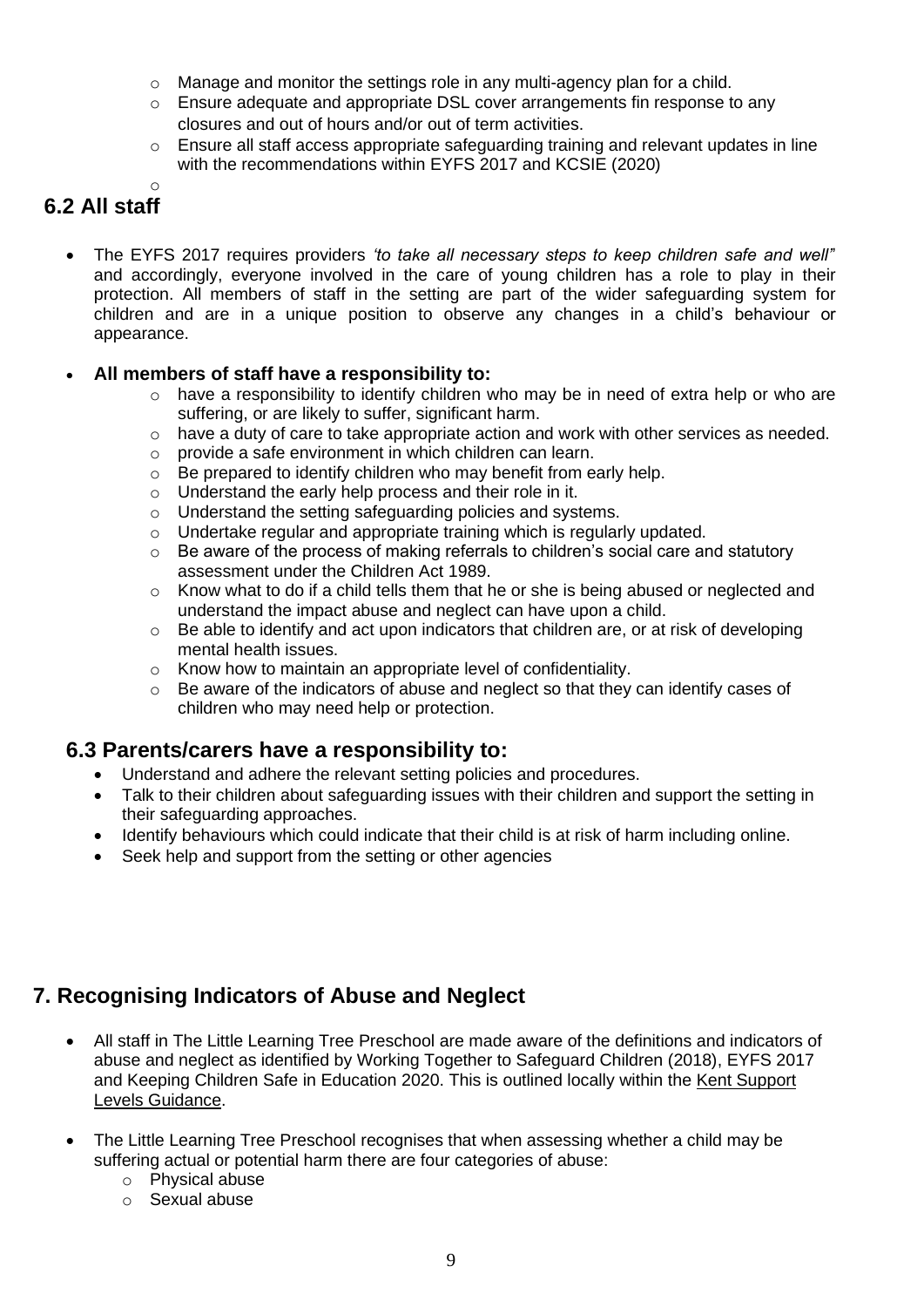- Manage and monitor the settings role in any multi-agency plan for a child.
  - Ensure adequate and appropriate DSL cover arrangements fin response to any closures and out of hours and/or out of term activities.
  - Ensure all staff access appropriate safeguarding training and relevant updates in line with the recommendations within EYFS 2017 and KCSIE (2020)
  - 

## 6.2 All staff

- The EYFS 2017 requires providers *'to take all necessary steps to keep children safe and well"* and accordingly, everyone involved in the care of young children has a role to play in their protection. All members of staff in the setting are part of the wider safeguarding system for children and are in a unique position to observe any changes in a child's behaviour or appearance.

- **All members of staff have a responsibility to:**
  - have a responsibility to identify children who may be in need of extra help or who are suffering, or are likely to suffer, significant harm.
  - have a duty of care to take appropriate action and work with other services as needed.
  - provide a safe environment in which children can learn.
  - Be prepared to identify children who may benefit from early help.
  - Understand the early help process and their role in it.
  - Understand the setting safeguarding policies and systems.
  - Undertake regular and appropriate training which is regularly updated.
  - Be aware of the process of making referrals to children's social care and statutory assessment under the Children Act 1989.
  - Know what to do if a child tells them that he or she is being abused or neglected and understand the impact abuse and neglect can have upon a child.
  - Be able to identify and act upon indicators that children are, or at risk of developing mental health issues.
  - Know how to maintain an appropriate level of confidentiality.
  - Be aware of the indicators of abuse and neglect so that they can identify cases of children who may need help or protection.

## 6.3 Parents/carers have a responsibility to:

- Understand and adhere the relevant setting policies and procedures.
- Talk to their children about safeguarding issues with their children and support the setting in their safeguarding approaches.
- Identify behaviours which could indicate that their child is at risk of harm including online.
- Seek help and support from the setting or other agencies

## 7. Recognising Indicators of Abuse and Neglect

- All staff in The Little Learning Tree Preschool are made aware of the definitions and indicators of abuse and neglect as identified by Working Together to Safeguard Children (2018), EYFS 2017 and Keeping Children Safe in Education 2020. This is outlined locally within the Kent Support Levels Guidance.

- The Little Learning Tree Preschool recognises that when assessing whether a child may be suffering actual or potential harm there are four categories of abuse:
  - Physical abuse
  - Sexual abuse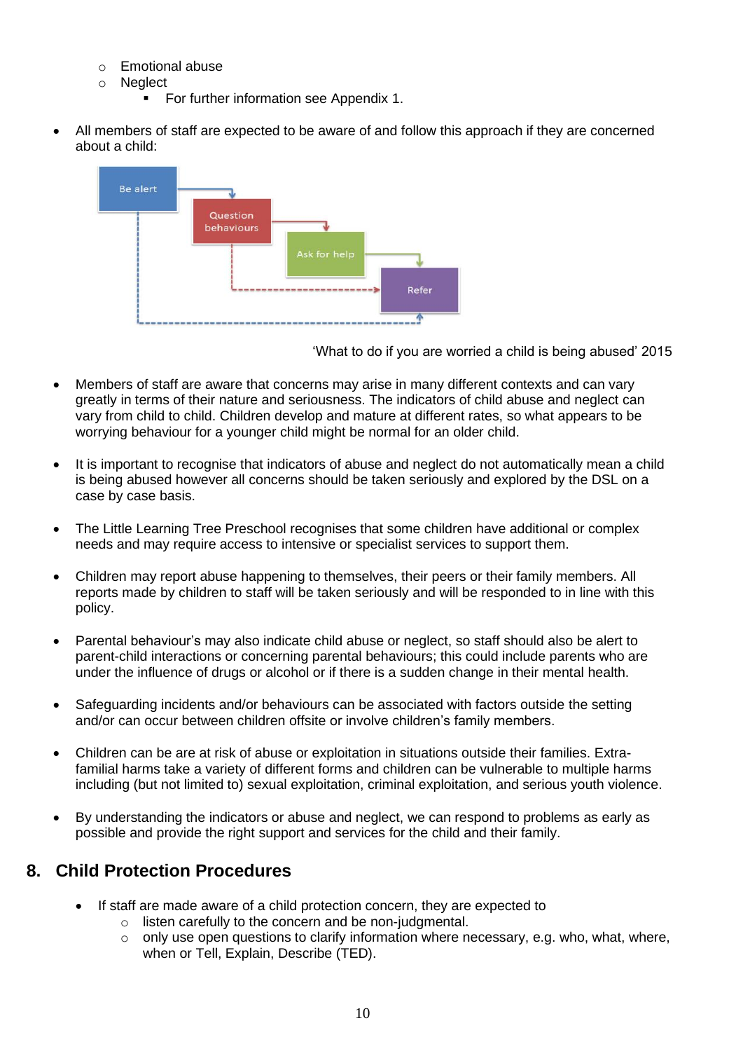- Emotional abuse
  - Neglect
    - For further information see Appendix 1.

- All members of staff are expected to be aware of and follow this approach if they are concerned about a child:

Be alert → Question behaviours → Ask for help → Refer

'What to do if you are worried a child is being abused' 2015

- Members of staff are aware that concerns may arise in many different contexts and can vary greatly in terms of their nature and seriousness. The indicators of child abuse and neglect can vary from child to child. Children develop and mature at different rates, so what appears to be worrying behaviour for a younger child might be normal for an older child.

- It is important to recognise that indicators of abuse and neglect do not automatically mean a child is being abused however all concerns should be taken seriously and explored by the DSL on a case by case basis.

- The Little Learning Tree Preschool recognises that some children have additional or complex needs and may require access to intensive or specialist services to support them.

- Children may report abuse happening to themselves, their peers or their family members. All reports made by children to staff will be taken seriously and will be responded to in line with this policy.

- Parental behaviour's may also indicate child abuse or neglect, so staff should also be alert to parent-child interactions or concerning parental behaviours; this could include parents who are under the influence of drugs or alcohol or if there is a sudden change in their mental health.

- Safeguarding incidents and/or behaviours can be associated with factors outside the setting and/or can occur between children offsite or involve children's family members.

- Children can be are at risk of abuse or exploitation in situations outside their families. Extra-familial harms take a variety of different forms and children can be vulnerable to multiple harms including (but not limited to) sexual exploitation, criminal exploitation, and serious youth violence.

- By understanding the indicators or abuse and neglect, we can respond to problems as early as possible and provide the right support and services for the child and their family.

## 8. Child Protection Procedures

- If staff are made aware of a child protection concern, they are expected to
  - listen carefully to the concern and be non-judgmental.
  - only use open questions to clarify information where necessary, e.g. who, what, where, when or Tell, Explain, Describe (TED).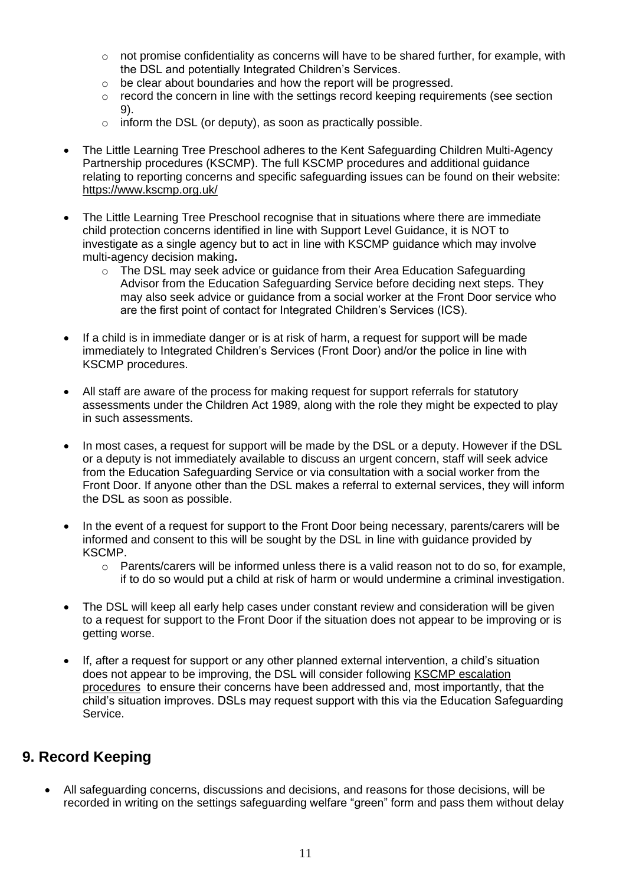- not promise confidentiality as concerns will have to be shared further, for example, with the DSL and potentially Integrated Children's Services.
    - be clear about boundaries and how the report will be progressed.
    - record the concern in line with the settings record keeping requirements (see section 9).
    - inform the DSL (or deputy), as soon as practically possible.

- The Little Learning Tree Preschool adheres to the Kent Safeguarding Children Multi-Agency Partnership procedures (KSCMP). The full KSCMP procedures and additional guidance relating to reporting concerns and specific safeguarding issues can be found on their website: https://www.kscmp.org.uk/

- The Little Learning Tree Preschool recognise that in situations where there are immediate child protection concerns identified in line with Support Level Guidance, it is NOT to investigate as a single agency but to act in line with KSCMP guidance which may involve multi-agency decision making**.**
    - The DSL may seek advice or guidance from their Area Education Safeguarding Advisor from the Education Safeguarding Service before deciding next steps. They may also seek advice or guidance from a social worker at the Front Door service who are the first point of contact for Integrated Children's Services (ICS).

- If a child is in immediate danger or is at risk of harm, a request for support will be made immediately to Integrated Children's Services (Front Door) and/or the police in line with KSCMP procedures.

- All staff are aware of the process for making request for support referrals for statutory assessments under the Children Act 1989, along with the role they might be expected to play in such assessments.

- In most cases, a request for support will be made by the DSL or a deputy. However if the DSL or a deputy is not immediately available to discuss an urgent concern, staff will seek advice from the Education Safeguarding Service or via consultation with a social worker from the Front Door. If anyone other than the DSL makes a referral to external services, they will inform the DSL as soon as possible.

- In the event of a request for support to the Front Door being necessary, parents/carers will be informed and consent to this will be sought by the DSL in line with guidance provided by KSCMP.
    - Parents/carers will be informed unless there is a valid reason not to do so, for example, if to do so would put a child at risk of harm or would undermine a criminal investigation.

- The DSL will keep all early help cases under constant review and consideration will be given to a request for support to the Front Door if the situation does not appear to be improving or is getting worse.

- If, after a request for support or any other planned external intervention, a child's situation does not appear to be improving, the DSL will consider following KSCMP escalation procedures to ensure their concerns have been addressed and, most importantly, that the child's situation improves. DSLs may request support with this via the Education Safeguarding Service.

## 9. Record Keeping

- All safeguarding concerns, discussions and decisions, and reasons for those decisions, will be recorded in writing on the settings safeguarding welfare "green" form and pass them without delay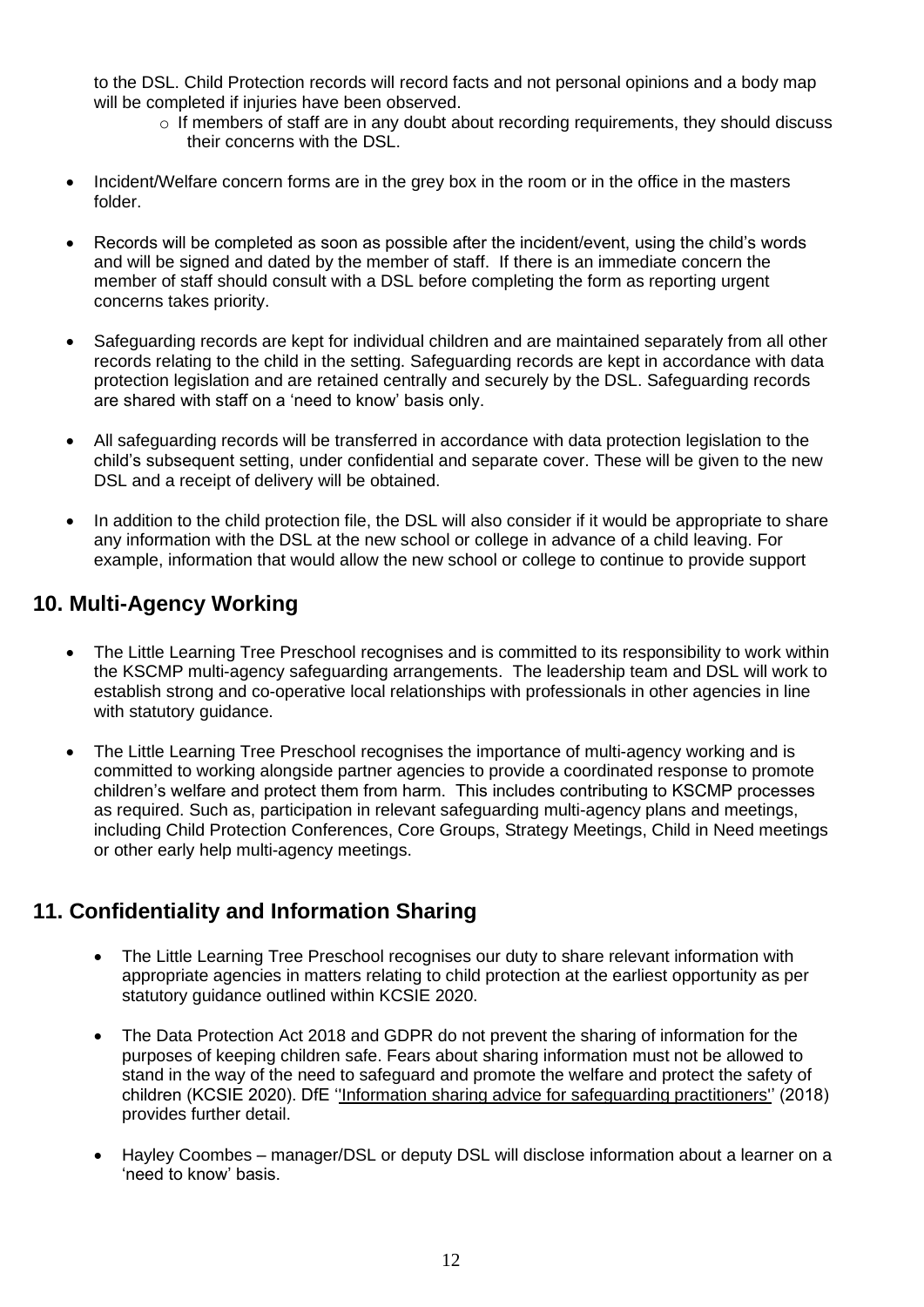to the DSL. Child Protection records will record facts and not personal opinions and a body map will be completed if injuries have been observed.
  - If members of staff are in any doubt about recording requirements, they should discuss their concerns with the DSL.

- Incident/Welfare concern forms are in the grey box in the room or in the office in the masters folder.

- Records will be completed as soon as possible after the incident/event, using the child's words and will be signed and dated by the member of staff. If there is an immediate concern the member of staff should consult with a DSL before completing the form as reporting urgent concerns takes priority.

- Safeguarding records are kept for individual children and are maintained separately from all other records relating to the child in the setting. Safeguarding records are kept in accordance with data protection legislation and are retained centrally and securely by the DSL. Safeguarding records are shared with staff on a 'need to know' basis only.

- All safeguarding records will be transferred in accordance with data protection legislation to the child's subsequent setting, under confidential and separate cover. These will be given to the new DSL and a receipt of delivery will be obtained.

- In addition to the child protection file, the DSL will also consider if it would be appropriate to share any information with the DSL at the new school or college in advance of a child leaving. For example, information that would allow the new school or college to continue to provide support

## 10. Multi-Agency Working

- The Little Learning Tree Preschool recognises and is committed to its responsibility to work within the KSCMP multi-agency safeguarding arrangements. The leadership team and DSL will work to establish strong and co-operative local relationships with professionals in other agencies in line with statutory guidance.

- The Little Learning Tree Preschool recognises the importance of multi-agency working and is committed to working alongside partner agencies to provide a coordinated response to promote children's welfare and protect them from harm. This includes contributing to KSCMP processes as required. Such as, participation in relevant safeguarding multi-agency plans and meetings, including Child Protection Conferences, Core Groups, Strategy Meetings, Child in Need meetings or other early help multi-agency meetings.

## 11. Confidentiality and Information Sharing

- The Little Learning Tree Preschool recognises our duty to share relevant information with appropriate agencies in matters relating to child protection at the earliest opportunity as per statutory guidance outlined within KCSIE 2020.

- The Data Protection Act 2018 and GDPR do not prevent the sharing of information for the purposes of keeping children safe. Fears about sharing information must not be allowed to stand in the way of the need to safeguard and promote the welfare and protect the safety of children (KCSIE 2020). DfE ''Information sharing advice for safeguarding practitioners'' (2018) provides further detail.

- Hayley Coombes – manager/DSL or deputy DSL will disclose information about a learner on a 'need to know' basis.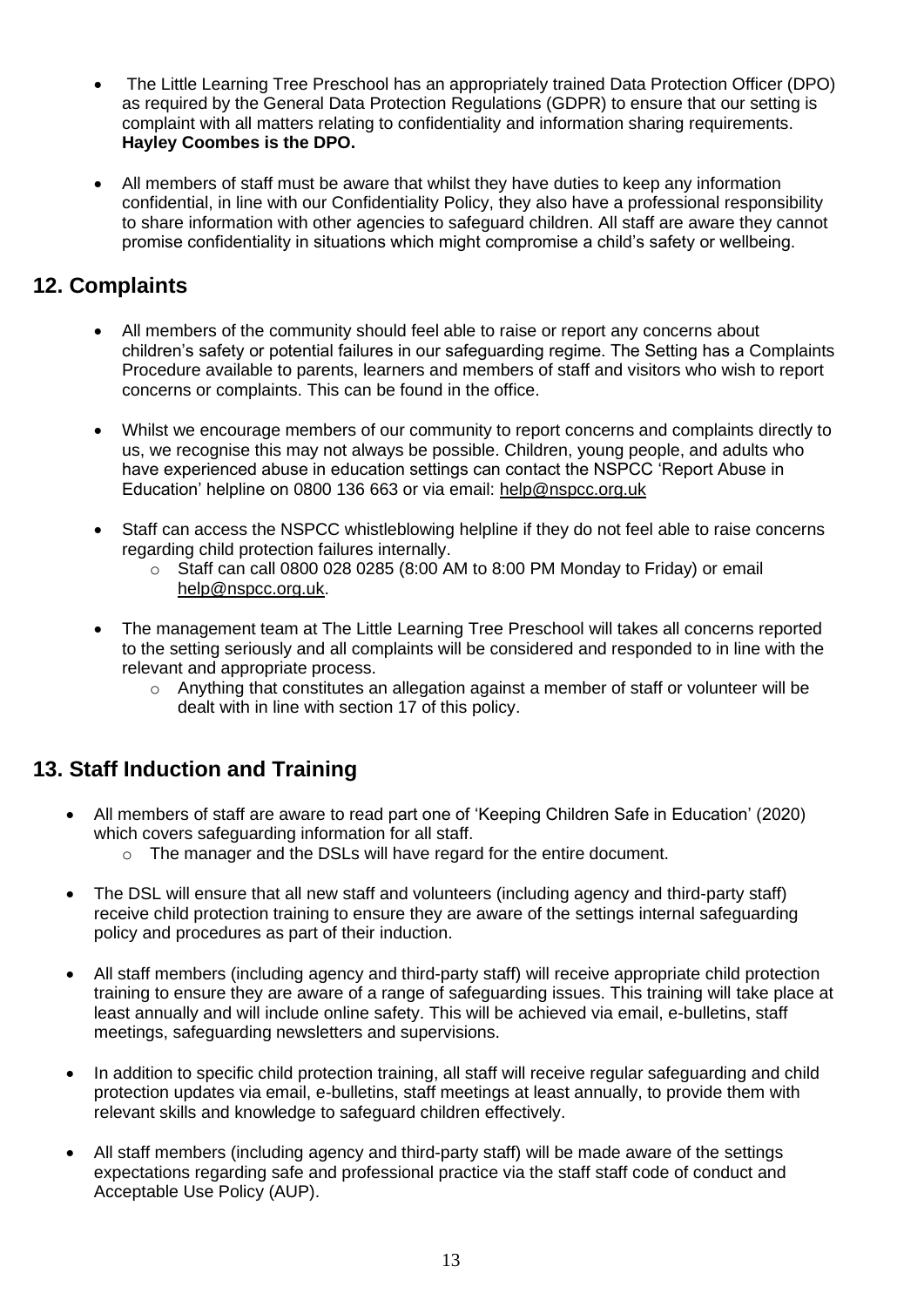- The Little Learning Tree Preschool has an appropriately trained Data Protection Officer (DPO) as required by the General Data Protection Regulations (GDPR) to ensure that our setting is complaint with all matters relating to confidentiality and information sharing requirements. **Hayley Coombes is the DPO.**

- All members of staff must be aware that whilst they have duties to keep any information confidential, in line with our Confidentiality Policy, they also have a professional responsibility to share information with other agencies to safeguard children. All staff are aware they cannot promise confidentiality in situations which might compromise a child's safety or wellbeing.

## 12. Complaints

- All members of the community should feel able to raise or report any concerns about children's safety or potential failures in our safeguarding regime. The Setting has a Complaints Procedure available to parents, learners and members of staff and visitors who wish to report concerns or complaints. This can be found in the office.

- Whilst we encourage members of our community to report concerns and complaints directly to us, we recognise this may not always be possible. Children, young people, and adults who have experienced abuse in education settings can contact the NSPCC 'Report Abuse in Education' helpline on 0800 136 663 or via email: help@nspcc.org.uk

- Staff can access the NSPCC whistleblowing helpline if they do not feel able to raise concerns regarding child protection failures internally.
  - Staff can call 0800 028 0285 (8:00 AM to 8:00 PM Monday to Friday) or email help@nspcc.org.uk.

- The management team at The Little Learning Tree Preschool will takes all concerns reported to the setting seriously and all complaints will be considered and responded to in line with the relevant and appropriate process.
  - Anything that constitutes an allegation against a member of staff or volunteer will be dealt with in line with section 17 of this policy.

## 13. Staff Induction and Training

- All members of staff are aware to read part one of 'Keeping Children Safe in Education' (2020) which covers safeguarding information for all staff.
  - The manager and the DSLs will have regard for the entire document.

- The DSL will ensure that all new staff and volunteers (including agency and third-party staff) receive child protection training to ensure they are aware of the settings internal safeguarding policy and procedures as part of their induction.

- All staff members (including agency and third-party staff) will receive appropriate child protection training to ensure they are aware of a range of safeguarding issues. This training will take place at least annually and will include online safety. This will be achieved via email, e-bulletins, staff meetings, safeguarding newsletters and supervisions.

- In addition to specific child protection training, all staff will receive regular safeguarding and child protection updates via email, e-bulletins, staff meetings at least annually, to provide them with relevant skills and knowledge to safeguard children effectively.

- All staff members (including agency and third-party staff) will be made aware of the settings expectations regarding safe and professional practice via the staff staff code of conduct and Acceptable Use Policy (AUP).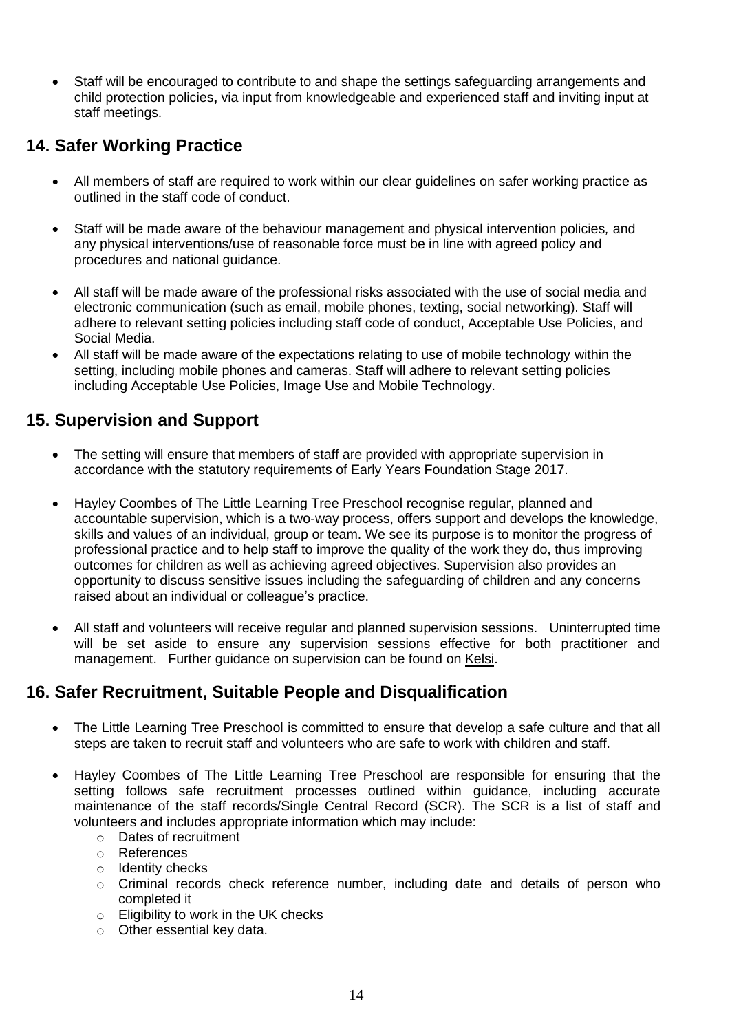- Staff will be encouraged to contribute to and shape the settings safeguarding arrangements and child protection policies**,** via input from knowledgeable and experienced staff and inviting input at staff meetings.

## 14. Safer Working Practice

- All members of staff are required to work within our clear guidelines on safer working practice as outlined in the staff code of conduct.
- Staff will be made aware of the behaviour management and physical intervention policies*,* and any physical interventions/use of reasonable force must be in line with agreed policy and procedures and national guidance.
- All staff will be made aware of the professional risks associated with the use of social media and electronic communication (such as email, mobile phones, texting, social networking). Staff will adhere to relevant setting policies including staff code of conduct, Acceptable Use Policies, and Social Media.
- All staff will be made aware of the expectations relating to use of mobile technology within the setting, including mobile phones and cameras. Staff will adhere to relevant setting policies including Acceptable Use Policies, Image Use and Mobile Technology.

## 15. Supervision and Support

- The setting will ensure that members of staff are provided with appropriate supervision in accordance with the statutory requirements of Early Years Foundation Stage 2017.
- Hayley Coombes of The Little Learning Tree Preschool recognise regular, planned and accountable supervision, which is a two-way process, offers support and develops the knowledge, skills and values of an individual, group or team. We see its purpose is to monitor the progress of professional practice and to help staff to improve the quality of the work they do, thus improving outcomes for children as well as achieving agreed objectives. Supervision also provides an opportunity to discuss sensitive issues including the safeguarding of children and any concerns raised about an individual or colleague's practice.
- All staff and volunteers will receive regular and planned supervision sessions. Uninterrupted time will be set aside to ensure any supervision sessions effective for both practitioner and management. Further guidance on supervision can be found on Kelsi.

## 16. Safer Recruitment, Suitable People and Disqualification

- The Little Learning Tree Preschool is committed to ensure that develop a safe culture and that all steps are taken to recruit staff and volunteers who are safe to work with children and staff.
- Hayley Coombes of The Little Learning Tree Preschool are responsible for ensuring that the setting follows safe recruitment processes outlined within guidance, including accurate maintenance of the staff records/Single Central Record (SCR). The SCR is a list of staff and volunteers and includes appropriate information which may include:
  - Dates of recruitment
  - References
  - Identity checks
  - Criminal records check reference number, including date and details of person who completed it
  - Eligibility to work in the UK checks
  - Other essential key data.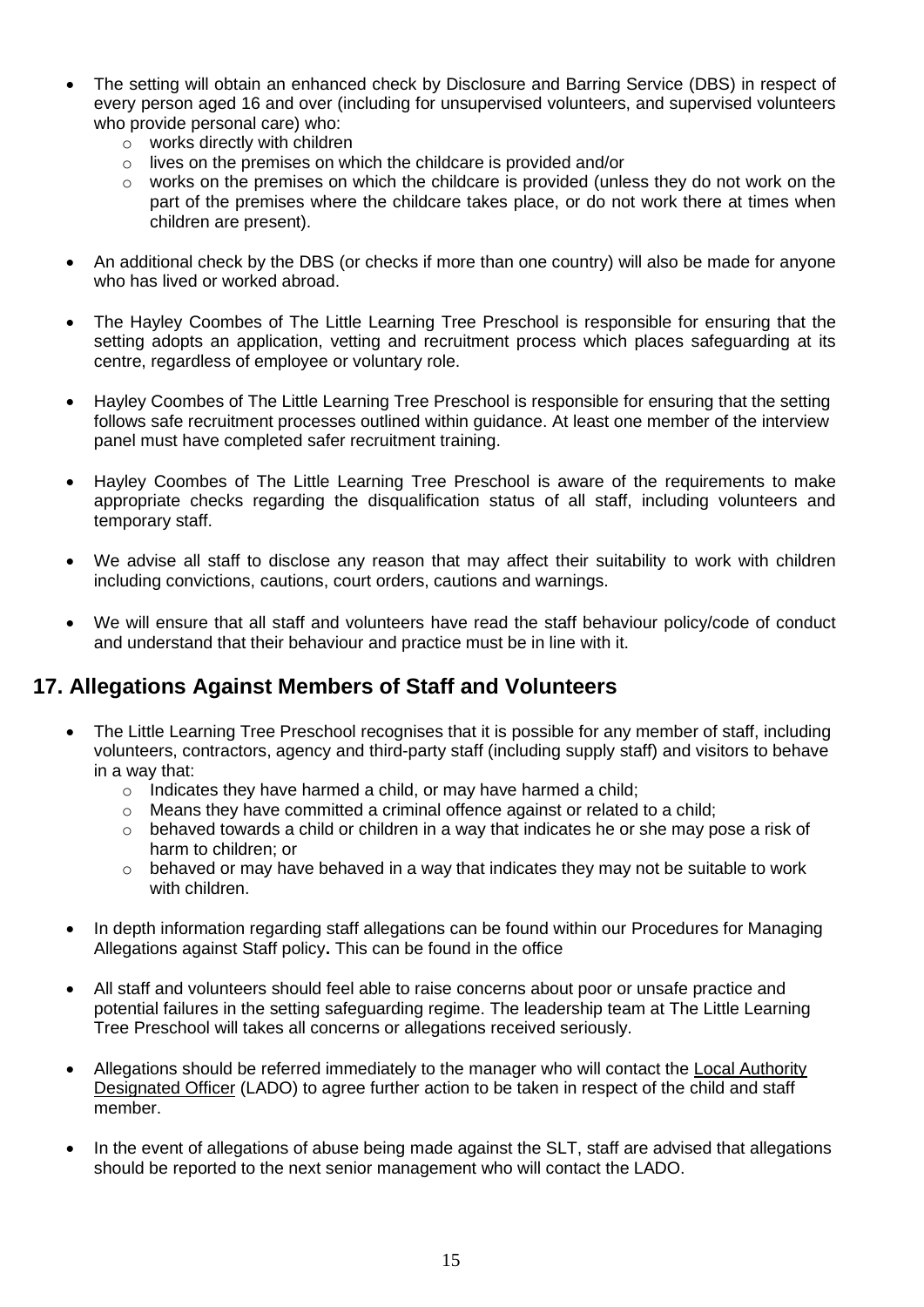- The setting will obtain an enhanced check by Disclosure and Barring Service (DBS) in respect of every person aged 16 and over (including for unsupervised volunteers, and supervised volunteers who provide personal care) who:
  - works directly with children
  - lives on the premises on which the childcare is provided and/or
  - works on the premises on which the childcare is provided (unless they do not work on the part of the premises where the childcare takes place, or do not work there at times when children are present).

- An additional check by the DBS (or checks if more than one country) will also be made for anyone who has lived or worked abroad.

- The Hayley Coombes of The Little Learning Tree Preschool is responsible for ensuring that the setting adopts an application, vetting and recruitment process which places safeguarding at its centre, regardless of employee or voluntary role.

- Hayley Coombes of The Little Learning Tree Preschool is responsible for ensuring that the setting follows safe recruitment processes outlined within guidance. At least one member of the interview panel must have completed safer recruitment training.

- Hayley Coombes of The Little Learning Tree Preschool is aware of the requirements to make appropriate checks regarding the disqualification status of all staff, including volunteers and temporary staff.

- We advise all staff to disclose any reason that may affect their suitability to work with children including convictions, cautions, court orders, cautions and warnings.

- We will ensure that all staff and volunteers have read the staff behaviour policy/code of conduct and understand that their behaviour and practice must be in line with it.

## 17. Allegations Against Members of Staff and Volunteers

- The Little Learning Tree Preschool recognises that it is possible for any member of staff, including volunteers, contractors, agency and third-party staff (including supply staff) and visitors to behave in a way that:
  - Indicates they have harmed a child, or may have harmed a child;
  - Means they have committed a criminal offence against or related to a child;
  - behaved towards a child or children in a way that indicates he or she may pose a risk of harm to children; or
  - behaved or may have behaved in a way that indicates they may not be suitable to work with children.

- In depth information regarding staff allegations can be found within our Procedures for Managing Allegations against Staff policy**.** This can be found in the office

- All staff and volunteers should feel able to raise concerns about poor or unsafe practice and potential failures in the setting safeguarding regime. The leadership team at The Little Learning Tree Preschool will takes all concerns or allegations received seriously.

- Allegations should be referred immediately to the manager who will contact the Local Authority Designated Officer (LADO) to agree further action to be taken in respect of the child and staff member.

- In the event of allegations of abuse being made against the SLT, staff are advised that allegations should be reported to the next senior management who will contact the LADO.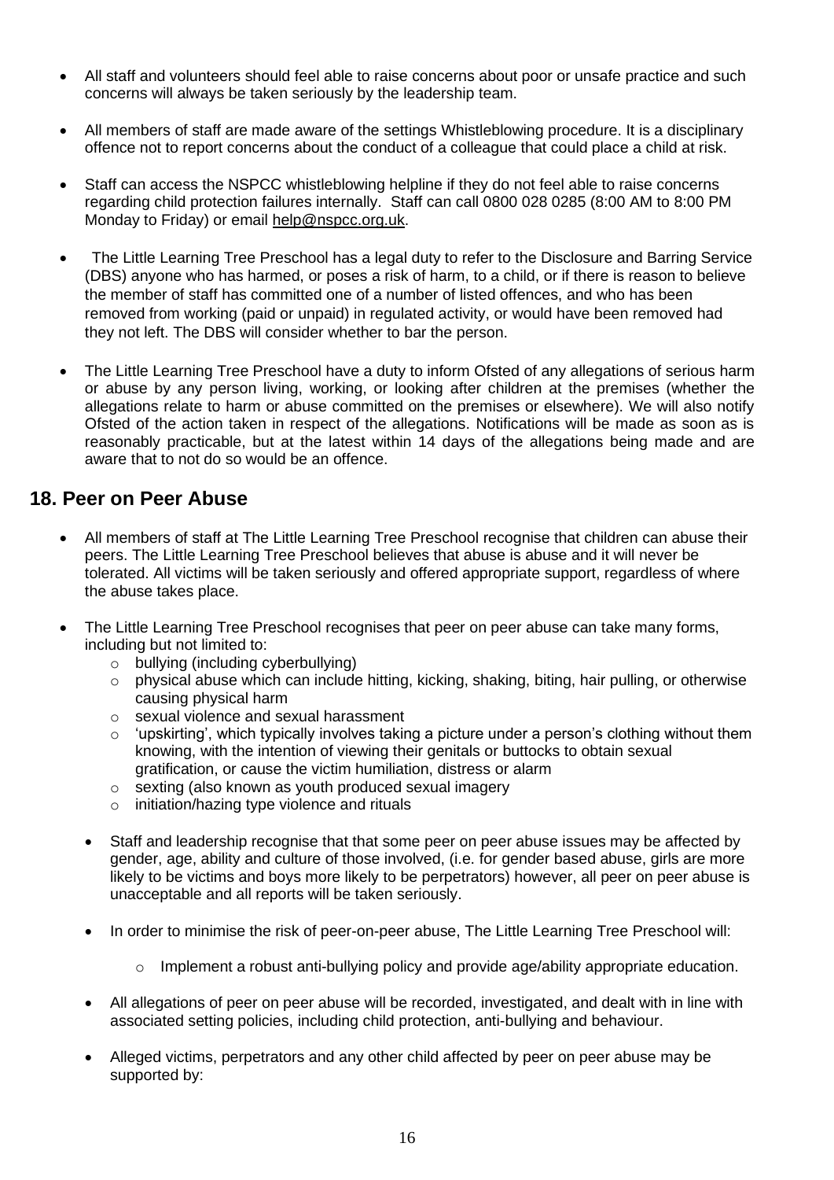- All staff and volunteers should feel able to raise concerns about poor or unsafe practice and such concerns will always be taken seriously by the leadership team.

- All members of staff are made aware of the settings Whistleblowing procedure. It is a disciplinary offence not to report concerns about the conduct of a colleague that could place a child at risk.

- Staff can access the NSPCC whistleblowing helpline if they do not feel able to raise concerns regarding child protection failures internally. Staff can call 0800 028 0285 (8:00 AM to 8:00 PM Monday to Friday) or email help@nspcc.org.uk.

- The Little Learning Tree Preschool has a legal duty to refer to the Disclosure and Barring Service (DBS) anyone who has harmed, or poses a risk of harm, to a child, or if there is reason to believe the member of staff has committed one of a number of listed offences, and who has been removed from working (paid or unpaid) in regulated activity, or would have been removed had they not left. The DBS will consider whether to bar the person.

- The Little Learning Tree Preschool have a duty to inform Ofsted of any allegations of serious harm or abuse by any person living, working, or looking after children at the premises (whether the allegations relate to harm or abuse committed on the premises or elsewhere). We will also notify Ofsted of the action taken in respect of the allegations. Notifications will be made as soon as is reasonably practicable, but at the latest within 14 days of the allegations being made and are aware that to not do so would be an offence.

## 18. Peer on Peer Abuse

- All members of staff at The Little Learning Tree Preschool recognise that children can abuse their peers. The Little Learning Tree Preschool believes that abuse is abuse and it will never be tolerated. All victims will be taken seriously and offered appropriate support, regardless of where the abuse takes place.

- The Little Learning Tree Preschool recognises that peer on peer abuse can take many forms, including but not limited to:
  - bullying (including cyberbullying)
  - physical abuse which can include hitting, kicking, shaking, biting, hair pulling, or otherwise causing physical harm
  - sexual violence and sexual harassment
  - 'upskirting', which typically involves taking a picture under a person's clothing without them knowing, with the intention of viewing their genitals or buttocks to obtain sexual gratification, or cause the victim humiliation, distress or alarm
  - sexting (also known as youth produced sexual imagery
  - initiation/hazing type violence and rituals

- Staff and leadership recognise that that some peer on peer abuse issues may be affected by gender, age, ability and culture of those involved, (i.e. for gender based abuse, girls are more likely to be victims and boys more likely to be perpetrators) however, all peer on peer abuse is unacceptable and all reports will be taken seriously.

- In order to minimise the risk of peer-on-peer abuse, The Little Learning Tree Preschool will:
  - Implement a robust anti-bullying policy and provide age/ability appropriate education.

- All allegations of peer on peer abuse will be recorded, investigated, and dealt with in line with associated setting policies, including child protection, anti-bullying and behaviour.

- Alleged victims, perpetrators and any other child affected by peer on peer abuse may be supported by: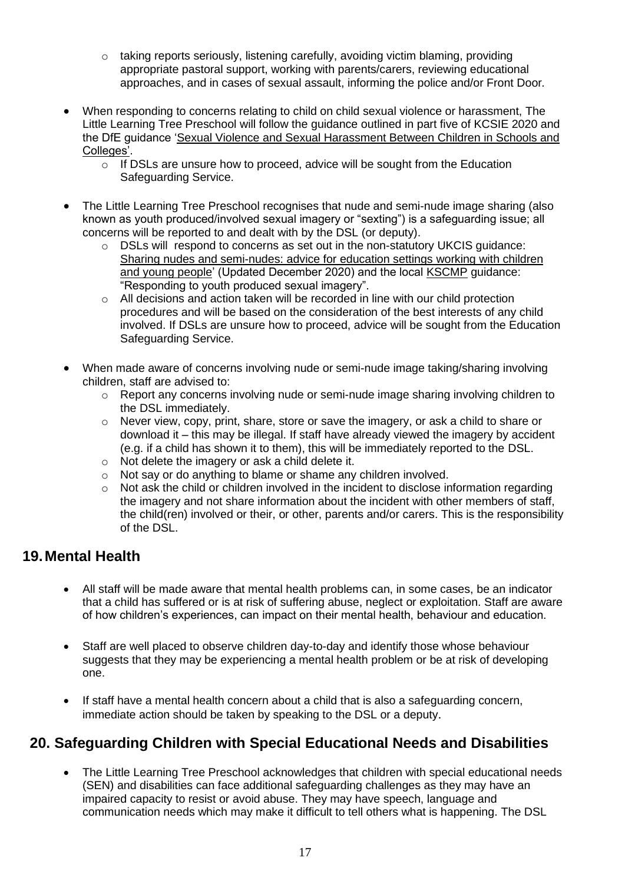- taking reports seriously, listening carefully, avoiding victim blaming, providing appropriate pastoral support, working with parents/carers, reviewing educational approaches, and in cases of sexual assault, informing the police and/or Front Door.

- When responding to concerns relating to child on child sexual violence or harassment, The Little Learning Tree Preschool will follow the guidance outlined in part five of KCSIE 2020 and the DfE guidance 'Sexual Violence and Sexual Harassment Between Children in Schools and Colleges'.
    - If DSLs are unsure how to proceed, advice will be sought from the Education Safeguarding Service.

- The Little Learning Tree Preschool recognises that nude and semi-nude image sharing (also known as youth produced/involved sexual imagery or "sexting") is a safeguarding issue; all concerns will be reported to and dealt with by the DSL (or deputy).
    - DSLs will respond to concerns as set out in the non-statutory UKCIS guidance: Sharing nudes and semi-nudes: advice for education settings working with children and young people' (Updated December 2020) and the local KSCMP guidance: "Responding to youth produced sexual imagery".
    - All decisions and action taken will be recorded in line with our child protection procedures and will be based on the consideration of the best interests of any child involved. If DSLs are unsure how to proceed, advice will be sought from the Education Safeguarding Service.

- When made aware of concerns involving nude or semi-nude image taking/sharing involving children, staff are advised to:
    - Report any concerns involving nude or semi-nude image sharing involving children to the DSL immediately.
    - Never view, copy, print, share, store or save the imagery, or ask a child to share or download it – this may be illegal. If staff have already viewed the imagery by accident (e.g. if a child has shown it to them), this will be immediately reported to the DSL.
    - Not delete the imagery or ask a child delete it.
    - Not say or do anything to blame or shame any children involved.
    - Not ask the child or children involved in the incident to disclose information regarding the imagery and not share information about the incident with other members of staff, the child(ren) involved or their, or other, parents and/or carers. This is the responsibility of the DSL.

## 19. Mental Health

- All staff will be made aware that mental health problems can, in some cases, be an indicator that a child has suffered or is at risk of suffering abuse, neglect or exploitation. Staff are aware of how children's experiences, can impact on their mental health, behaviour and education.

- Staff are well placed to observe children day-to-day and identify those whose behaviour suggests that they may be experiencing a mental health problem or be at risk of developing one.

- If staff have a mental health concern about a child that is also a safeguarding concern, immediate action should be taken by speaking to the DSL or a deputy.

## 20. Safeguarding Children with Special Educational Needs and Disabilities

- The Little Learning Tree Preschool acknowledges that children with special educational needs (SEN) and disabilities can face additional safeguarding challenges as they may have an impaired capacity to resist or avoid abuse. They may have speech, language and communication needs which may make it difficult to tell others what is happening. The DSL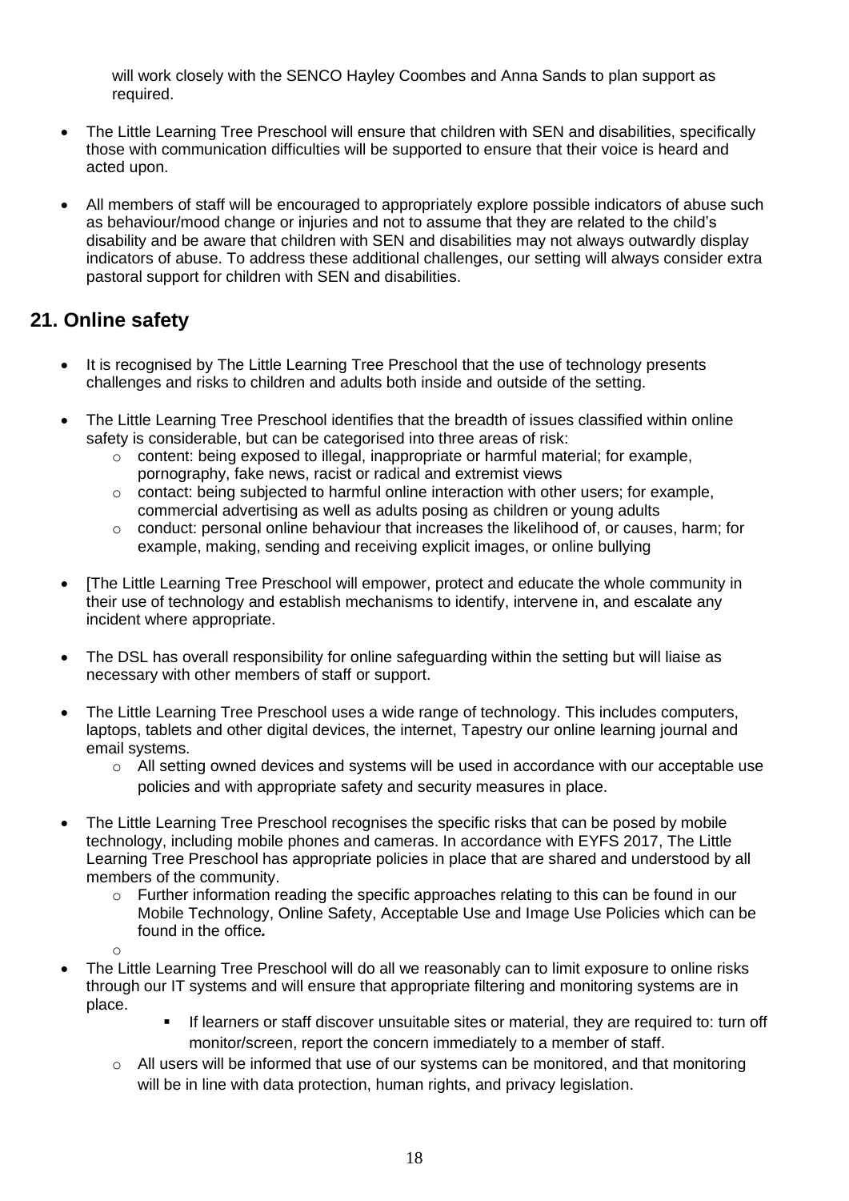will work closely with the SENCO Hayley Coombes and Anna Sands to plan support as required.

- The Little Learning Tree Preschool will ensure that children with SEN and disabilities, specifically those with communication difficulties will be supported to ensure that their voice is heard and acted upon.

- All members of staff will be encouraged to appropriately explore possible indicators of abuse such as behaviour/mood change or injuries and not to assume that they are related to the child's disability and be aware that children with SEN and disabilities may not always outwardly display indicators of abuse. To address these additional challenges, our setting will always consider extra pastoral support for children with SEN and disabilities.

## 21. Online safety

- It is recognised by The Little Learning Tree Preschool that the use of technology presents challenges and risks to children and adults both inside and outside of the setting.

- The Little Learning Tree Preschool identifies that the breadth of issues classified within online safety is considerable, but can be categorised into three areas of risk:
  - content: being exposed to illegal, inappropriate or harmful material; for example, pornography, fake news, racist or radical and extremist views
  - contact: being subjected to harmful online interaction with other users; for example, commercial advertising as well as adults posing as children or young adults
  - conduct: personal online behaviour that increases the likelihood of, or causes, harm; for example, making, sending and receiving explicit images, or online bullying

- [The Little Learning Tree Preschool will empower, protect and educate the whole community in their use of technology and establish mechanisms to identify, intervene in, and escalate any incident where appropriate.

- The DSL has overall responsibility for online safeguarding within the setting but will liaise as necessary with other members of staff or support.

- The Little Learning Tree Preschool uses a wide range of technology. This includes computers, laptops, tablets and other digital devices, the internet, Tapestry our online learning journal and email systems.
  - All setting owned devices and systems will be used in accordance with our acceptable use policies and with appropriate safety and security measures in place.

- The Little Learning Tree Preschool recognises the specific risks that can be posed by mobile technology, including mobile phones and cameras. In accordance with EYFS 2017, The Little Learning Tree Preschool has appropriate policies in place that are shared and understood by all members of the community.
  - Further information reading the specific approaches relating to this can be found in our Mobile Technology, Online Safety, Acceptable Use and Image Use Policies which can be found in the office*.*

- The Little Learning Tree Preschool will do all we reasonably can to limit exposure to online risks through our IT systems and will ensure that appropriate filtering and monitoring systems are in place.
    - If learners or staff discover unsuitable sites or material, they are required to: turn off monitor/screen, report the concern immediately to a member of staff.
  - All users will be informed that use of our systems can be monitored, and that monitoring will be in line with data protection, human rights, and privacy legislation.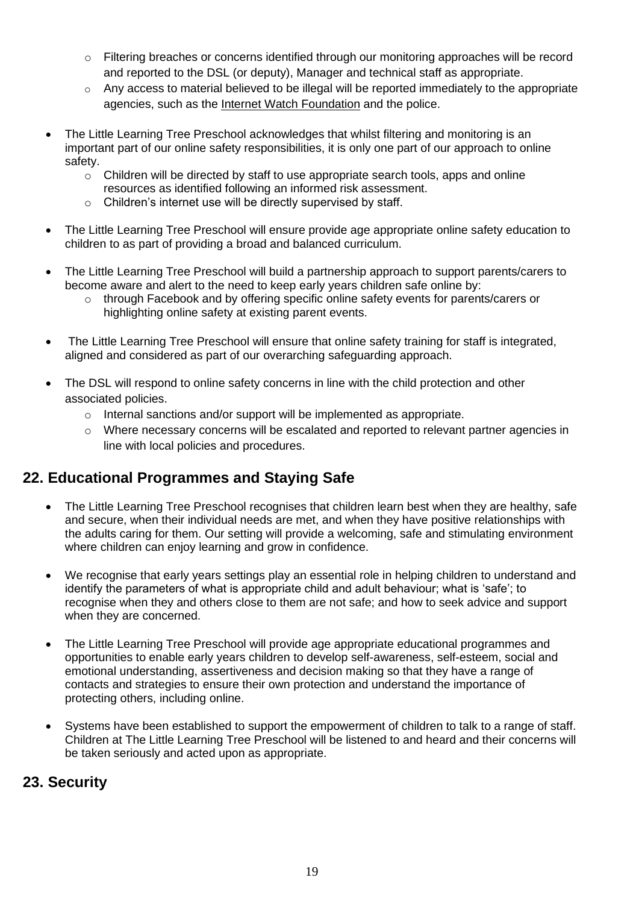- Filtering breaches or concerns identified through our monitoring approaches will be record and reported to the DSL (or deputy), Manager and technical staff as appropriate.
  - Any access to material believed to be illegal will be reported immediately to the appropriate agencies, such as the Internet Watch Foundation and the police.

- The Little Learning Tree Preschool acknowledges that whilst filtering and monitoring is an important part of our online safety responsibilities, it is only one part of our approach to online safety.
  - Children will be directed by staff to use appropriate search tools, apps and online resources as identified following an informed risk assessment.
  - Children's internet use will be directly supervised by staff.

- The Little Learning Tree Preschool will ensure provide age appropriate online safety education to children to as part of providing a broad and balanced curriculum.

- The Little Learning Tree Preschool will build a partnership approach to support parents/carers to become aware and alert to the need to keep early years children safe online by:
  - through Facebook and by offering specific online safety events for parents/carers or highlighting online safety at existing parent events.

- The Little Learning Tree Preschool will ensure that online safety training for staff is integrated, aligned and considered as part of our overarching safeguarding approach.

- The DSL will respond to online safety concerns in line with the child protection and other associated policies.
  - Internal sanctions and/or support will be implemented as appropriate.
  - Where necessary concerns will be escalated and reported to relevant partner agencies in line with local policies and procedures.

## 22. Educational Programmes and Staying Safe

- The Little Learning Tree Preschool recognises that children learn best when they are healthy, safe and secure, when their individual needs are met, and when they have positive relationships with the adults caring for them. Our setting will provide a welcoming, safe and stimulating environment where children can enjoy learning and grow in confidence.

- We recognise that early years settings play an essential role in helping children to understand and identify the parameters of what is appropriate child and adult behaviour; what is 'safe'; to recognise when they and others close to them are not safe; and how to seek advice and support when they are concerned.

- The Little Learning Tree Preschool will provide age appropriate educational programmes and opportunities to enable early years children to develop self-awareness, self-esteem, social and emotional understanding, assertiveness and decision making so that they have a range of contacts and strategies to ensure their own protection and understand the importance of protecting others, including online.

- Systems have been established to support the empowerment of children to talk to a range of staff. Children at The Little Learning Tree Preschool will be listened to and heard and their concerns will be taken seriously and acted upon as appropriate.

## 23. Security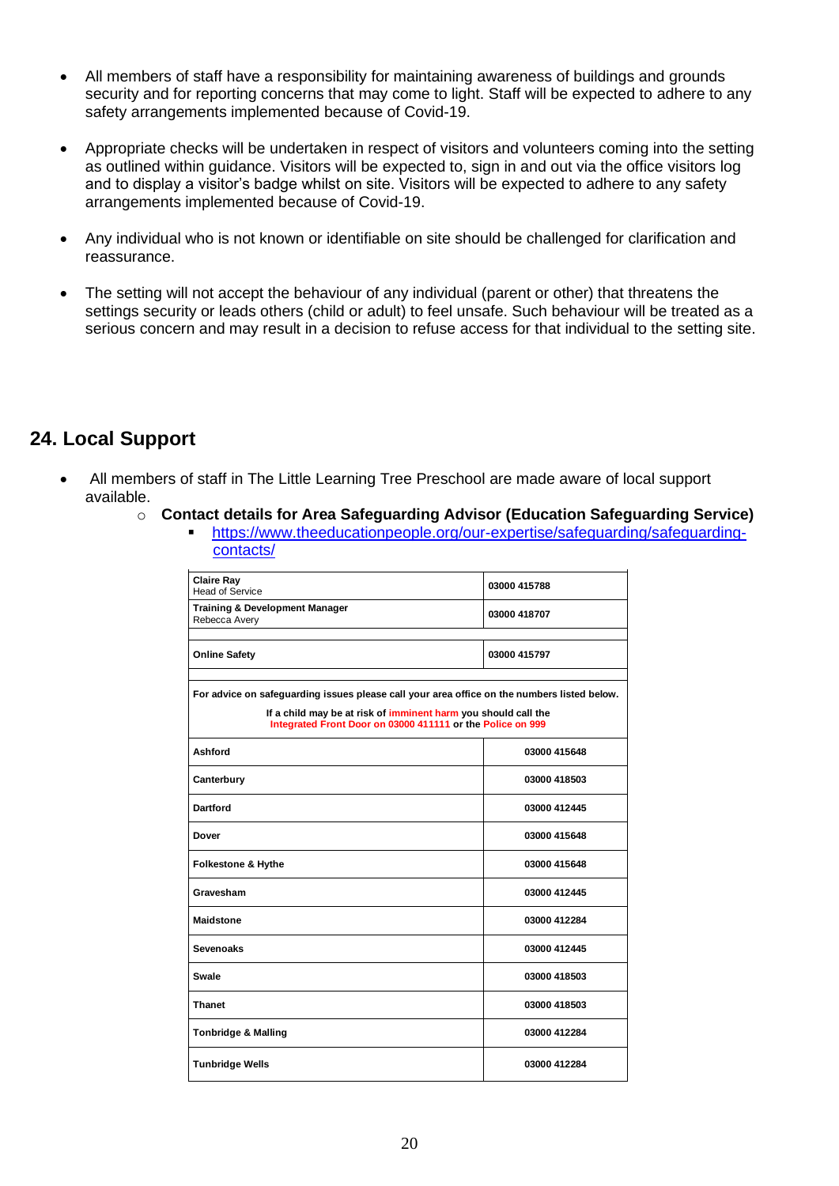- All members of staff have a responsibility for maintaining awareness of buildings and grounds security and for reporting concerns that may come to light. Staff will be expected to adhere to any safety arrangements implemented because of Covid-19.

- Appropriate checks will be undertaken in respect of visitors and volunteers coming into the setting as outlined within guidance. Visitors will be expected to, sign in and out via the office visitors log and to display a visitor's badge whilst on site. Visitors will be expected to adhere to any safety arrangements implemented because of Covid-19.

- Any individual who is not known or identifiable on site should be challenged for clarification and reassurance.

- The setting will not accept the behaviour of any individual (parent or other) that threatens the settings security or leads others (child or adult) to feel unsafe. Such behaviour will be treated as a serious concern and may result in a decision to refuse access for that individual to the setting site.

## 24. Local Support

- All members of staff in The Little Learning Tree Preschool are made aware of local support available.
  - **Contact details for Area Safeguarding Advisor (Education Safeguarding Service)**
    - https://www.theeducationpeople.org/our-expertise/safeguarding/safeguarding-contacts/

| | |
|---|---|
| **Claire Ray** Head of Service | **03000 415788** |
| **Training & Development Manager** Rebecca Avery | **03000 418707** |
| | |
| **Online Safety** | **03000 415797** |
| | |
| **For advice on safeguarding issues please call your area office on the numbers listed below.** **If a child may be at risk of imminent harm you should call the Integrated Front Door on 03000 411111 or the Police on 999** | |
| **Ashford** | **03000 415648** |
| **Canterbury** | **03000 418503** |
| **Dartford** | **03000 412445** |
| **Dover** | **03000 415648** |
| **Folkestone & Hythe** | **03000 415648** |
| **Gravesham** | **03000 412445** |
| **Maidstone** | **03000 412284** |
| **Sevenoaks** | **03000 412445** |
| **Swale** | **03000 418503** |
| **Thanet** | **03000 418503** |
| **Tonbridge & Malling** | **03000 412284** |
| **Tunbridge Wells** | **03000 412284** |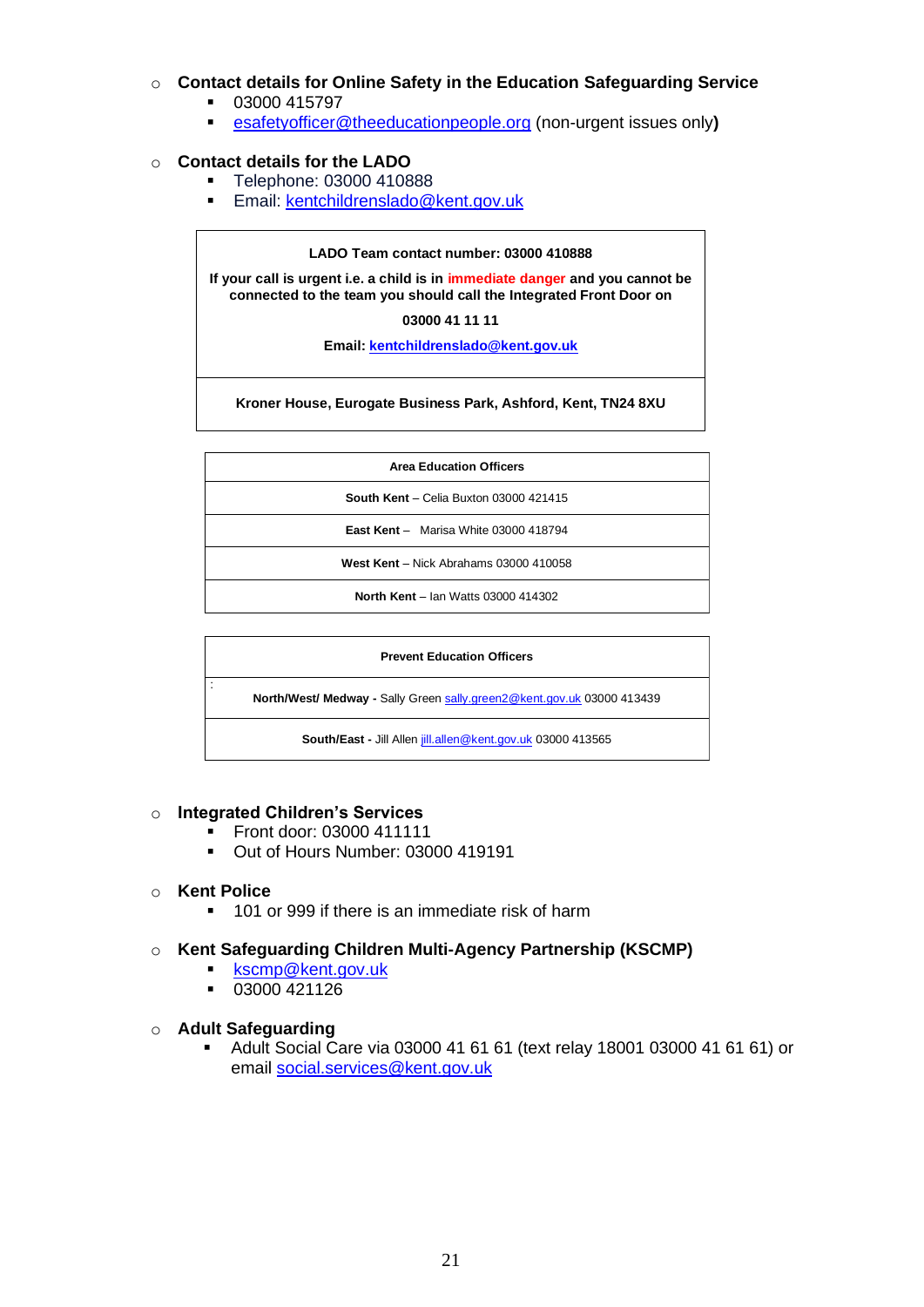- **Contact details for Online Safety in the Education Safeguarding Service**
  - 03000 415797
  - esafetyofficer@theeducationpeople.org (non-urgent issues only**)**

- **Contact details for the LADO**
  - Telephone: 03000 410888
  - Email: kentchildrenslado@kent.gov.uk

| **LADO Team contact number: 03000 410888**<br><br>**If your call is urgent i.e. a child is in immediate danger and you cannot be connected to the team you should call the Integrated Front Door on**<br><br>**03000 41 11 11**<br><br>**Email: kentchildrenslado@kent.gov.uk** |
|---|
| **Kroner House, Eurogate Business Park, Ashford, Kent, TN24 8XU** |

| **Area Education Officers** |
|---|
| **South Kent** – Celia Buxton 03000 421415 |
| **East Kent** – Marisa White 03000 418794 |
| **West Kent** – Nick Abrahams 03000 410058 |
| **North Kent** – Ian Watts 03000 414302 |

| **Prevent Education Officers** |
|---|
| **North/West/ Medway -** Sally Green sally.green2@kent.gov.uk 03000 413439 |
| **South/East -** Jill Allen jill.allen@kent.gov.uk 03000 413565 |

- **Integrated Children's Services**
  - Front door: 03000 411111
  - Out of Hours Number: 03000 419191

- **Kent Police**
  - 101 or 999 if there is an immediate risk of harm

- **Kent Safeguarding Children Multi-Agency Partnership (KSCMP)**
  - kscmp@kent.gov.uk
  - 03000 421126

- **Adult Safeguarding**
  - Adult Social Care via 03000 41 61 61 (text relay 18001 03000 41 61 61) or email social.services@kent.gov.uk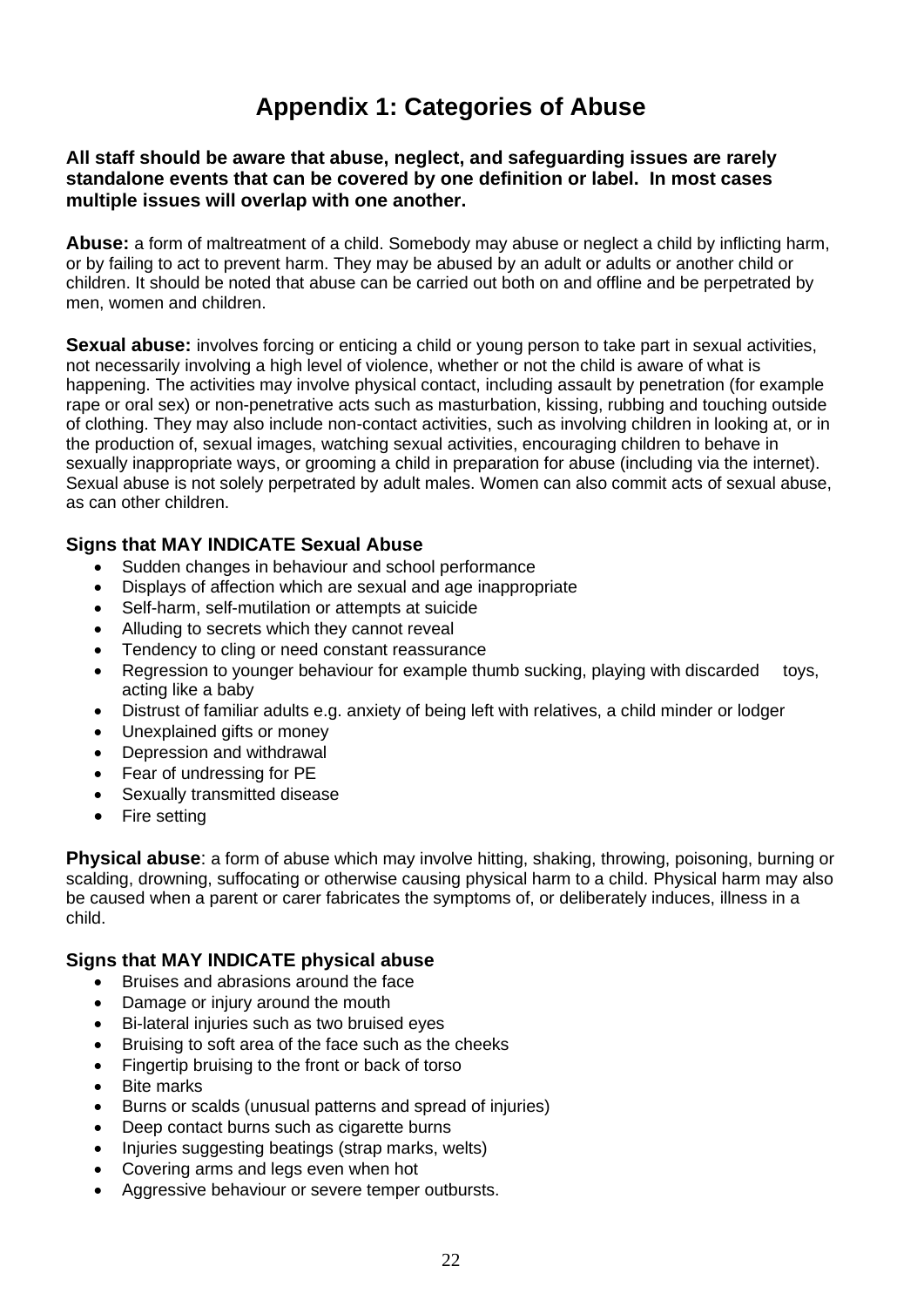# Appendix 1: Categories of Abuse

**All staff should be aware that abuse, neglect, and safeguarding issues are rarely standalone events that can be covered by one definition or label. In most cases multiple issues will overlap with one another.**

**Abuse:** a form of maltreatment of a child. Somebody may abuse or neglect a child by inflicting harm, or by failing to act to prevent harm. They may be abused by an adult or adults or another child or children. It should be noted that abuse can be carried out both on and offline and be perpetrated by men, women and children.

**Sexual abuse:** involves forcing or enticing a child or young person to take part in sexual activities, not necessarily involving a high level of violence, whether or not the child is aware of what is happening. The activities may involve physical contact, including assault by penetration (for example rape or oral sex) or non-penetrative acts such as masturbation, kissing, rubbing and touching outside of clothing. They may also include non-contact activities, such as involving children in looking at, or in the production of, sexual images, watching sexual activities, encouraging children to behave in sexually inappropriate ways, or grooming a child in preparation for abuse (including via the internet). Sexual abuse is not solely perpetrated by adult males. Women can also commit acts of sexual abuse, as can other children.

### Signs that MAY INDICATE Sexual Abuse

- Sudden changes in behaviour and school performance
- Displays of affection which are sexual and age inappropriate
- Self-harm, self-mutilation or attempts at suicide
- Alluding to secrets which they cannot reveal
- Tendency to cling or need constant reassurance
- Regression to younger behaviour for example thumb sucking, playing with discarded toys, acting like a baby
- Distrust of familiar adults e.g. anxiety of being left with relatives, a child minder or lodger
- Unexplained gifts or money
- Depression and withdrawal
- Fear of undressing for PE
- Sexually transmitted disease
- Fire setting

**Physical abuse**: a form of abuse which may involve hitting, shaking, throwing, poisoning, burning or scalding, drowning, suffocating or otherwise causing physical harm to a child. Physical harm may also be caused when a parent or carer fabricates the symptoms of, or deliberately induces, illness in a child.

### Signs that MAY INDICATE physical abuse

- Bruises and abrasions around the face
- Damage or injury around the mouth
- Bi-lateral injuries such as two bruised eyes
- Bruising to soft area of the face such as the cheeks
- Fingertip bruising to the front or back of torso
- Bite marks
- Burns or scalds (unusual patterns and spread of injuries)
- Deep contact burns such as cigarette burns
- Injuries suggesting beatings (strap marks, welts)
- Covering arms and legs even when hot
- Aggressive behaviour or severe temper outbursts.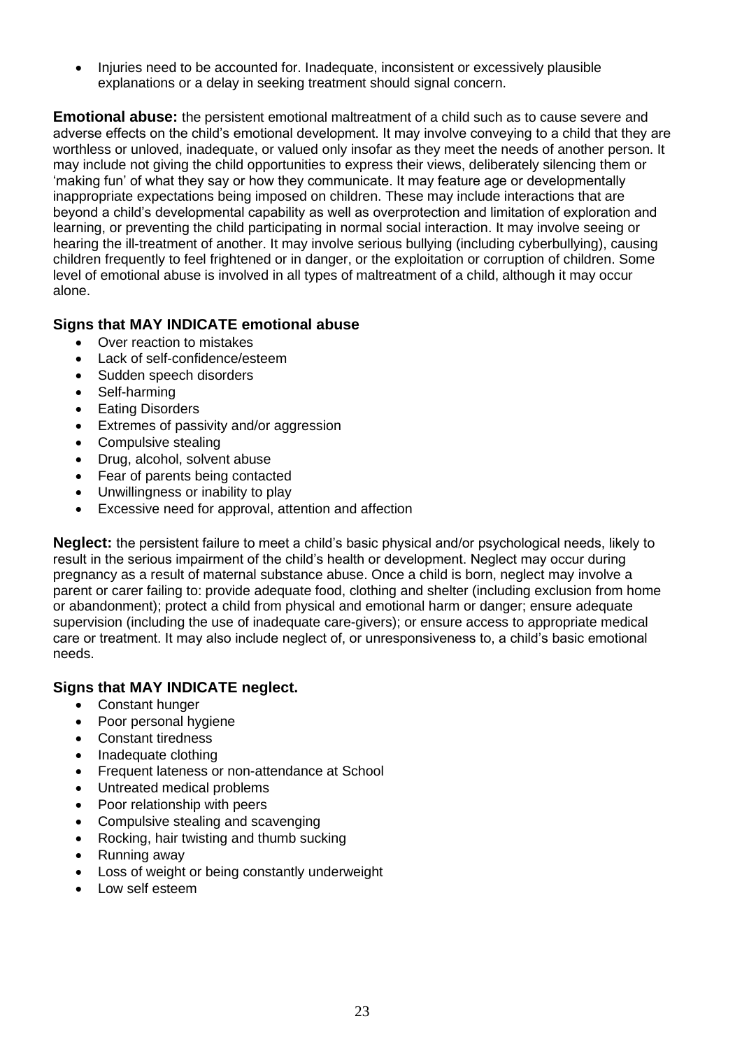- Injuries need to be accounted for. Inadequate, inconsistent or excessively plausible explanations or a delay in seeking treatment should signal concern.

**Emotional abuse:** the persistent emotional maltreatment of a child such as to cause severe and adverse effects on the child's emotional development. It may involve conveying to a child that they are worthless or unloved, inadequate, or valued only insofar as they meet the needs of another person. It may include not giving the child opportunities to express their views, deliberately silencing them or 'making fun' of what they say or how they communicate. It may feature age or developmentally inappropriate expectations being imposed on children. These may include interactions that are beyond a child's developmental capability as well as overprotection and limitation of exploration and learning, or preventing the child participating in normal social interaction. It may involve seeing or hearing the ill-treatment of another. It may involve serious bullying (including cyberbullying), causing children frequently to feel frightened or in danger, or the exploitation or corruption of children. Some level of emotional abuse is involved in all types of maltreatment of a child, although it may occur alone.

### Signs that MAY INDICATE emotional abuse

- Over reaction to mistakes
- Lack of self-confidence/esteem
- Sudden speech disorders
- Self-harming
- Eating Disorders
- Extremes of passivity and/or aggression
- Compulsive stealing
- Drug, alcohol, solvent abuse
- Fear of parents being contacted
- Unwillingness or inability to play
- Excessive need for approval, attention and affection

**Neglect:** the persistent failure to meet a child's basic physical and/or psychological needs, likely to result in the serious impairment of the child's health or development. Neglect may occur during pregnancy as a result of maternal substance abuse. Once a child is born, neglect may involve a parent or carer failing to: provide adequate food, clothing and shelter (including exclusion from home or abandonment); protect a child from physical and emotional harm or danger; ensure adequate supervision (including the use of inadequate care-givers); or ensure access to appropriate medical care or treatment. It may also include neglect of, or unresponsiveness to, a child's basic emotional needs.

### Signs that MAY INDICATE neglect.

- Constant hunger
- Poor personal hygiene
- Constant tiredness
- Inadequate clothing
- Frequent lateness or non-attendance at School
- Untreated medical problems
- Poor relationship with peers
- Compulsive stealing and scavenging
- Rocking, hair twisting and thumb sucking
- Running away
- Loss of weight or being constantly underweight
- Low self esteem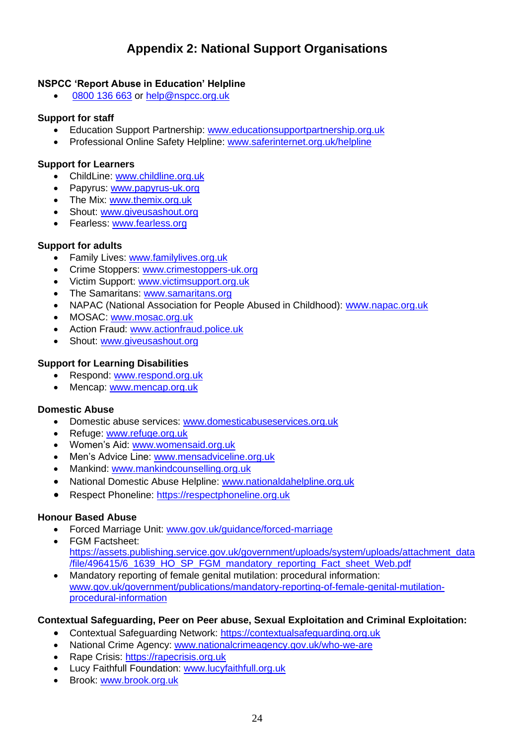# Appendix 2: National Support Organisations

**NSPCC 'Report Abuse in Education' Helpline**

- 0800 136 663 or help@nspcc.org.uk

**Support for staff**

- Education Support Partnership: www.educationsupportpartnership.org.uk
- Professional Online Safety Helpline: www.saferinternet.org.uk/helpline

**Support for Learners**

- ChildLine: www.childline.org.uk
- Papyrus: www.papyrus-uk.org
- The Mix: www.themix.org.uk
- Shout: www.giveusashout.org
- Fearless: www.fearless.org

**Support for adults**

- Family Lives: www.familylives.org.uk
- Crime Stoppers: www.crimestoppers-uk.org
- Victim Support: www.victimsupport.org.uk
- The Samaritans: www.samaritans.org
- NAPAC (National Association for People Abused in Childhood): www.napac.org.uk
- MOSAC: www.mosac.org.uk
- Action Fraud: www.actionfraud.police.uk
- Shout: www.giveusashout.org

**Support for Learning Disabilities**

- Respond: www.respond.org.uk
- Mencap: www.mencap.org.uk

**Domestic Abuse**

- Domestic abuse services: www.domesticabuseservices.org.uk
- Refuge: www.refuge.org.uk
- Women's Aid: www.womensaid.org.uk
- Men's Advice Line: www.mensadviceline.org.uk
- Mankind: www.mankindcounselling.org.uk
- National Domestic Abuse Helpline: www.nationaldahelpline.org.uk
- Respect Phoneline: https://respectphoneline.org.uk

**Honour Based Abuse**

- Forced Marriage Unit: www.gov.uk/guidance/forced-marriage
- FGM Factsheet: https://assets.publishing.service.gov.uk/government/uploads/system/uploads/attachment_data/file/496415/6_1639_HO_SP_FGM_mandatory_reporting_Fact_sheet_Web.pdf
- Mandatory reporting of female genital mutilation: procedural information: www.gov.uk/government/publications/mandatory-reporting-of-female-genital-mutilation-procedural-information

**Contextual Safeguarding, Peer on Peer abuse, Sexual Exploitation and Criminal Exploitation:**

- Contextual Safeguarding Network: https://contextualsafeguarding.org.uk
- National Crime Agency: www.nationalcrimeagency.gov.uk/who-we-are
- Rape Crisis: https://rapecrisis.org.uk
- Lucy Faithfull Foundation: www.lucyfaithfull.org.uk
- Brook: www.brook.org.uk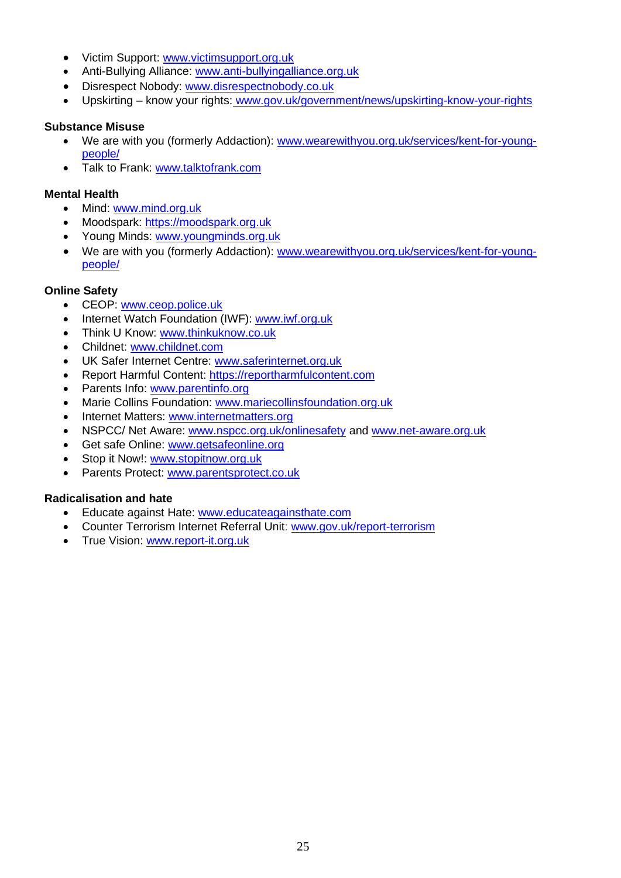- Victim Support: www.victimsupport.org.uk
- Anti-Bullying Alliance: www.anti-bullyingalliance.org.uk
- Disrespect Nobody: www.disrespectnobody.co.uk
- Upskirting – know your rights: www.gov.uk/government/news/upskirting-know-your-rights

**Substance Misuse**

- We are with you (formerly Addaction): www.wearewithyou.org.uk/services/kent-for-young-people/
- Talk to Frank: www.talktofrank.com

**Mental Health**

- Mind: www.mind.org.uk
- Moodspark: https://moodspark.org.uk
- Young Minds: www.youngminds.org.uk
- We are with you (formerly Addaction): www.wearewithyou.org.uk/services/kent-for-young-people/

**Online Safety**

- CEOP: www.ceop.police.uk
- Internet Watch Foundation (IWF): www.iwf.org.uk
- Think U Know: www.thinkuknow.co.uk
- Childnet: www.childnet.com
- UK Safer Internet Centre: www.saferinternet.org.uk
- Report Harmful Content: https://reportharmfulcontent.com
- Parents Info: www.parentinfo.org
- Marie Collins Foundation: www.mariecollinsfoundation.org.uk
- Internet Matters: www.internetmatters.org
- NSPCC/ Net Aware: www.nspcc.org.uk/onlinesafety and www.net-aware.org.uk
- Get safe Online: www.getsafeonline.org
- Stop it Now!: www.stopitnow.org.uk
- Parents Protect: www.parentsprotect.co.uk

**Radicalisation and hate**

- Educate against Hate: www.educateagainsthate.com
- Counter Terrorism Internet Referral Unit: www.gov.uk/report-terrorism
- True Vision: www.report-it.org.uk